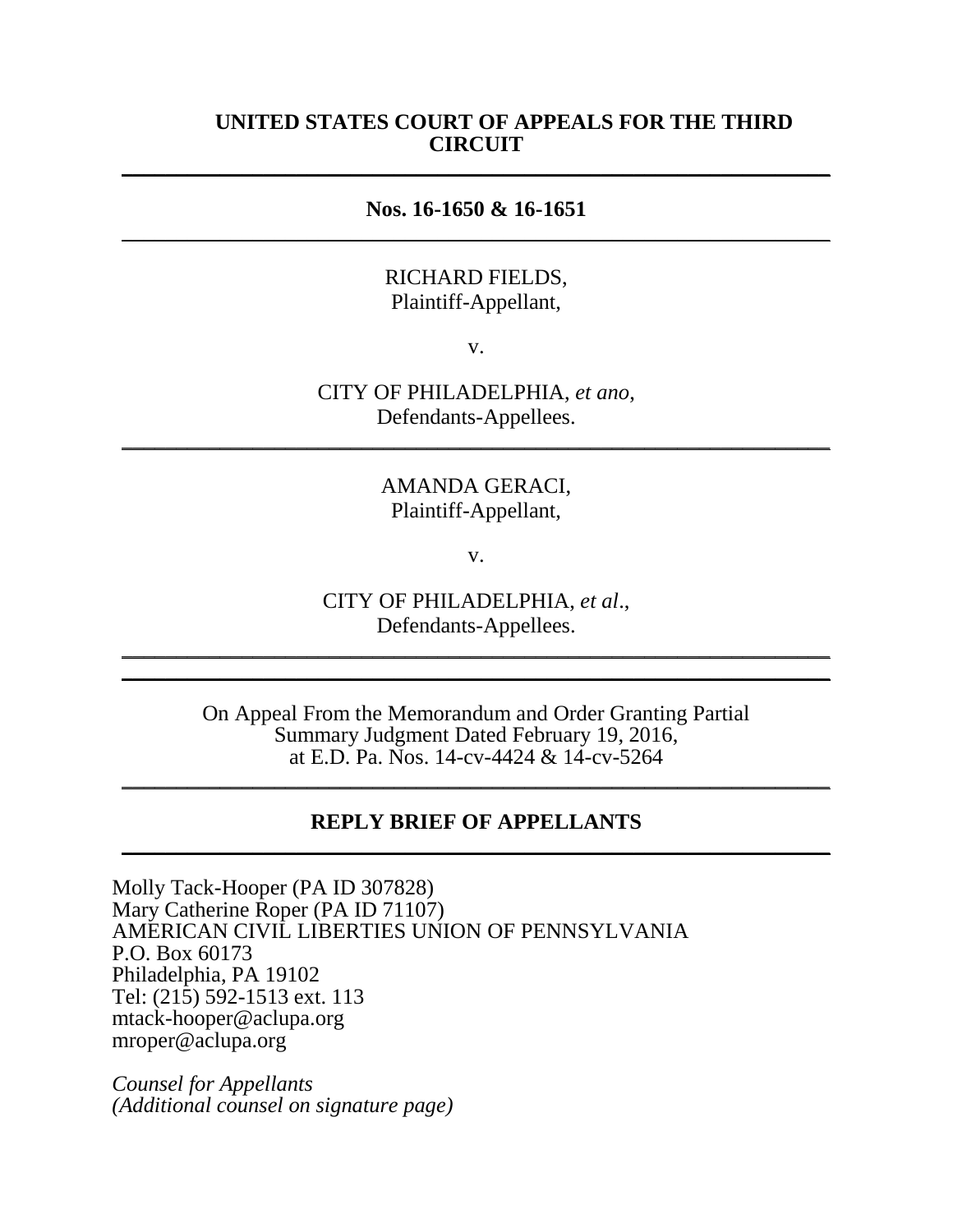**UNITED STATES COURT OF APPEALS FOR THE THIRD CIRCUIT**

---

**Nos. 16-1650 & 16-1651**

---

RICHARD FIELDS,
Plaintiff-Appellant,

v.

CITY OF PHILADELPHIA, *et ano*,
Defendants-Appellees.

---

AMANDA GERACI,
Plaintiff-Appellant,

v.

CITY OF PHILADELPHIA, *et al*.,
Defendants-Appellees.

---

On Appeal From the Memorandum and Order Granting Partial Summary Judgment Dated February 19, 2016, at E.D. Pa. Nos. 14-cv-4424 & 14-cv-5264

---

**REPLY BRIEF OF APPELLANTS**

---

Molly Tack-Hooper (PA ID 307828)
Mary Catherine Roper (PA ID 71107)
AMERICAN CIVIL LIBERTIES UNION OF PENNSYLVANIA
P.O. Box 60173
Philadelphia, PA 19102
Tel: (215) 592-1513 ext. 113
mtack-hooper@aclupa.org
mroper@aclupa.org

*Counsel for Appellants*
*(Additional counsel on signature page)*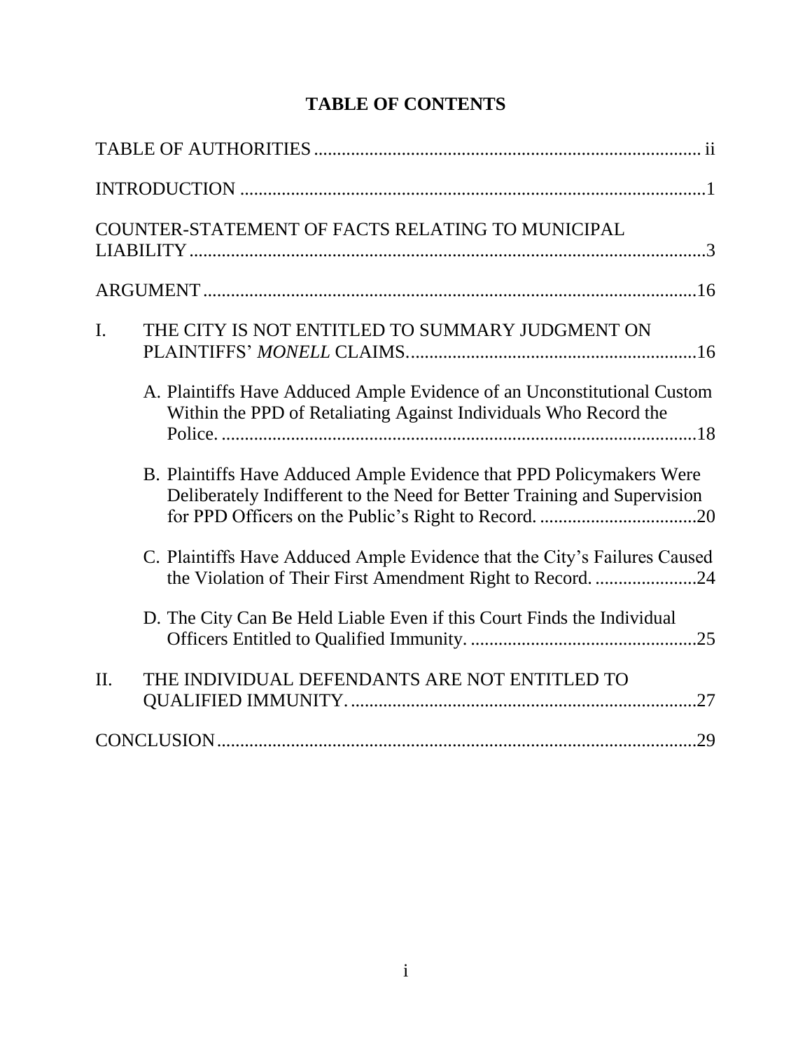# TABLE OF CONTENTS

TABLE OF AUTHORITIES .................................................................................... ii

INTRODUCTION .....................................................................................................1

COUNTER-STATEMENT OF FACTS RELATING TO MUNICIPAL LIABILITY ................................................................................................................3

ARGUMENT ...........................................................................................................16

I. THE CITY IS NOT ENTITLED TO SUMMARY JUDGMENT ON PLAINTIFFS' *MONELL* CLAIMS...............................................................16

   A. Plaintiffs Have Adduced Ample Evidence of an Unconstitutional Custom Within the PPD of Retaliating Against Individuals Who Record the Police. ........................................................................................................18

   B. Plaintiffs Have Adduced Ample Evidence that PPD Policymakers Were Deliberately Indifferent to the Need for Better Training and Supervision for PPD Officers on the Public's Right to Record. ..................................20

   C. Plaintiffs Have Adduced Ample Evidence that the City's Failures Caused the Violation of Their First Amendment Right to Record. ......................24

   D. The City Can Be Held Liable Even if this Court Finds the Individual Officers Entitled to Qualified Immunity. .................................................25

II. THE INDIVIDUAL DEFENDANTS ARE NOT ENTITLED TO QUALIFIED IMMUNITY. ...........................................................................27

CONCLUSION........................................................................................................29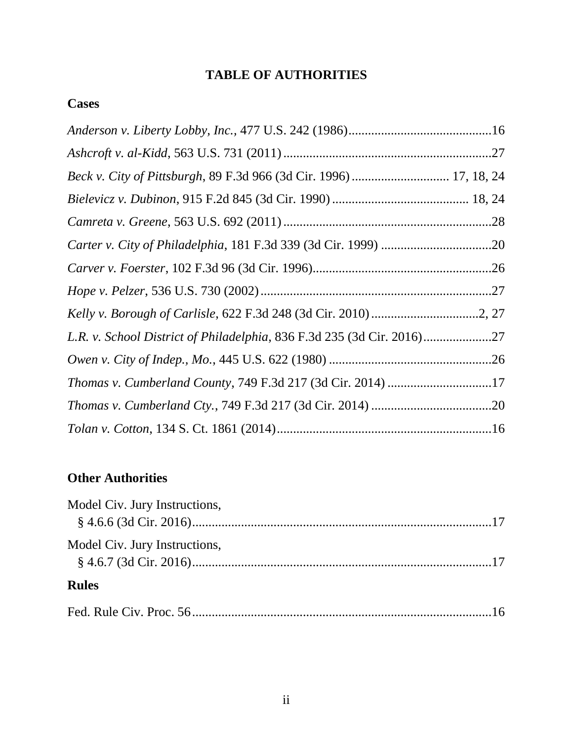# TABLE OF AUTHORITIES

## Cases

*Anderson v. Liberty Lobby, Inc.*, 477 U.S. 242 (1986)............................................16

*Ashcroft v. al-Kidd*, 563 U.S. 731 (2011)................................................................27

*Beck v. City of Pittsburgh*, 89 F.3d 966 (3d Cir. 1996)............................. 17, 18, 24

*Bielevicz v. Dubinon*, 915 F.2d 845 (3d Cir. 1990).......................................... 18, 24

*Camreta v. Greene*, 563 U.S. 692 (2011)................................................................28

*Carter v. City of Philadelphia*, 181 F.3d 339 (3d Cir. 1999)..................................20

*Carver v. Foerster*, 102 F.3d 96 (3d Cir. 1996).......................................................26

*Hope v. Pelzer*, 536 U.S. 730 (2002).......................................................................27

*Kelly v. Borough of Carlisle*, 622 F.3d 248 (3d Cir. 2010).................................2, 27

*L.R. v. School District of Philadelphia*, 836 F.3d 235 (3d Cir. 2016).....................27

*Owen v. City of Indep., Mo.*, 445 U.S. 622 (1980)..................................................26

*Thomas v. Cumberland County*, 749 F.3d 217 (3d Cir. 2014)................................17

*Thomas v. Cumberland Cty.*, 749 F.3d 217 (3d Cir. 2014).....................................20

*Tolan v. Cotton*, 134 S. Ct. 1861 (2014)..................................................................16

## Other Authorities

Model Civ. Jury Instructions, § 4.6.6 (3d Cir. 2016)............................................................................................17

Model Civ. Jury Instructions, § 4.6.7 (3d Cir. 2016)............................................................................................17

## Rules

Fed. Rule Civ. Proc. 56............................................................................................16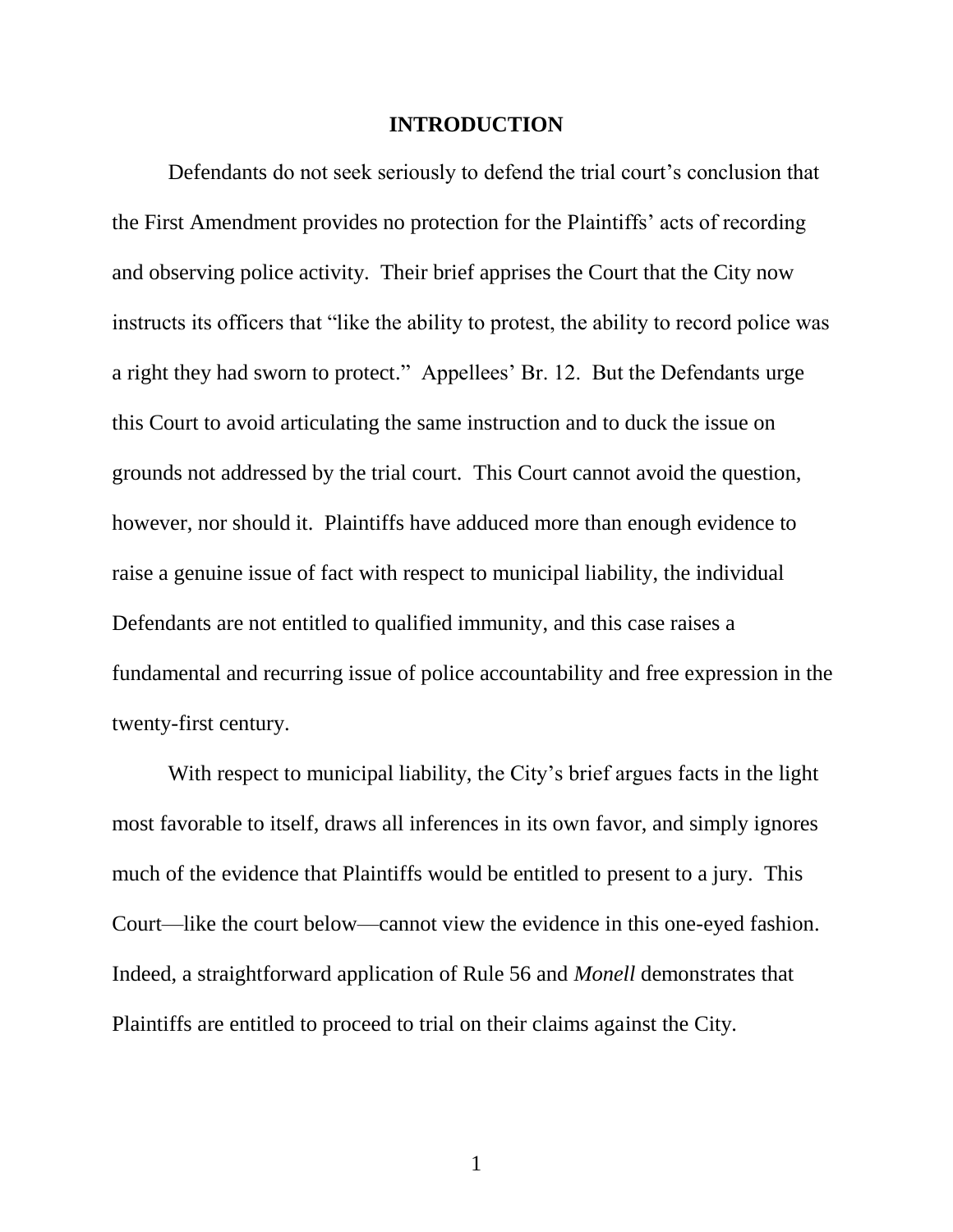# INTRODUCTION

Defendants do not seek seriously to defend the trial court's conclusion that the First Amendment provides no protection for the Plaintiffs' acts of recording and observing police activity. Their brief apprises the Court that the City now instructs its officers that "like the ability to protest, the ability to record police was a right they had sworn to protect." Appellees' Br. 12. But the Defendants urge this Court to avoid articulating the same instruction and to duck the issue on grounds not addressed by the trial court. This Court cannot avoid the question, however, nor should it. Plaintiffs have adduced more than enough evidence to raise a genuine issue of fact with respect to municipal liability, the individual Defendants are not entitled to qualified immunity, and this case raises a fundamental and recurring issue of police accountability and free expression in the twenty-first century.

With respect to municipal liability, the City's brief argues facts in the light most favorable to itself, draws all inferences in its own favor, and simply ignores much of the evidence that Plaintiffs would be entitled to present to a jury. This Court—like the court below—cannot view the evidence in this one-eyed fashion. Indeed, a straightforward application of Rule 56 and *Monell* demonstrates that Plaintiffs are entitled to proceed to trial on their claims against the City.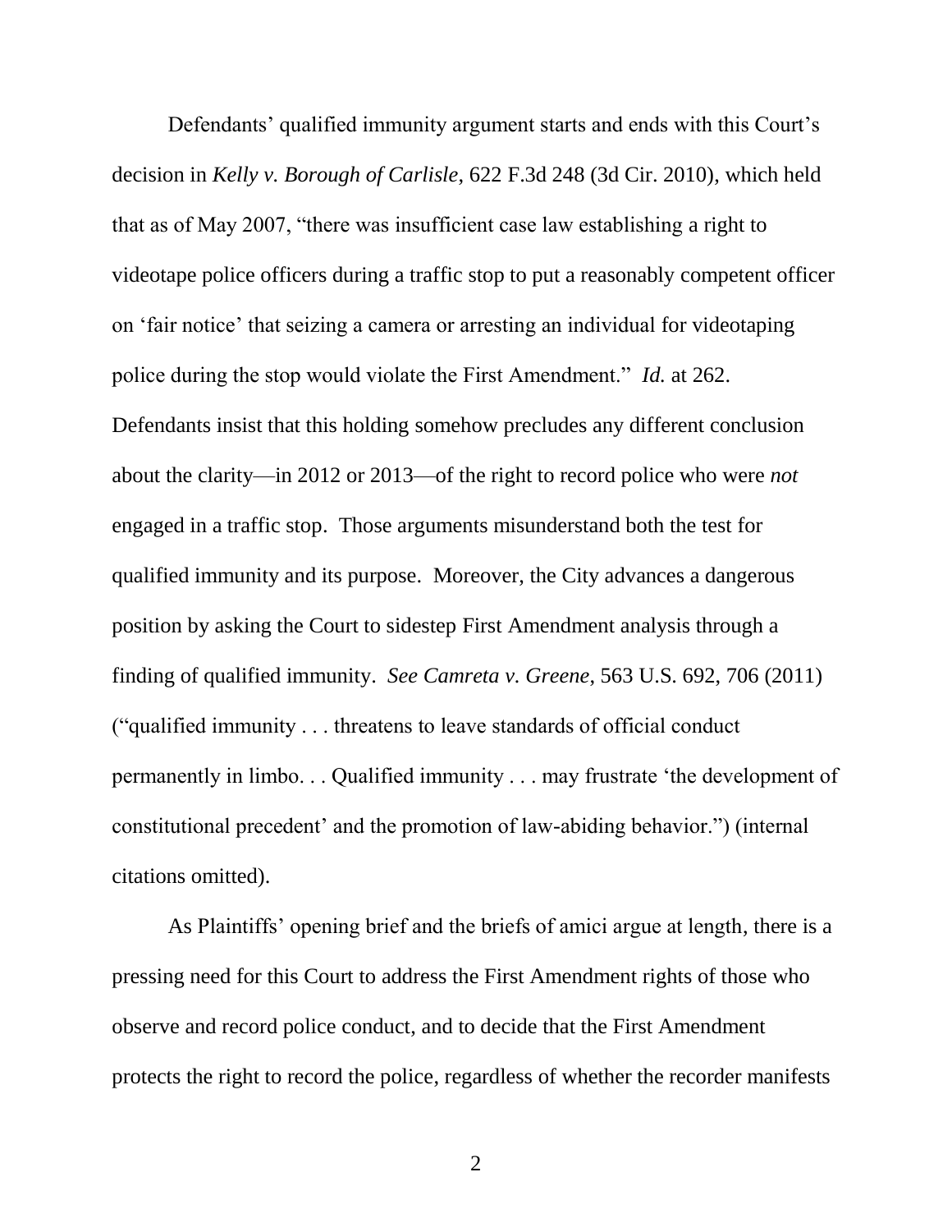Defendants' qualified immunity argument starts and ends with this Court's decision in *Kelly v. Borough of Carlisle*, 622 F.3d 248 (3d Cir. 2010), which held that as of May 2007, "there was insufficient case law establishing a right to videotape police officers during a traffic stop to put a reasonably competent officer on 'fair notice' that seizing a camera or arresting an individual for videotaping police during the stop would violate the First Amendment." *Id.* at 262. Defendants insist that this holding somehow precludes any different conclusion about the clarity—in 2012 or 2013—of the right to record police who were *not* engaged in a traffic stop. Those arguments misunderstand both the test for qualified immunity and its purpose. Moreover, the City advances a dangerous position by asking the Court to sidestep First Amendment analysis through a finding of qualified immunity. *See Camreta v. Greene,* 563 U.S. 692, 706 (2011) ("qualified immunity . . . threatens to leave standards of official conduct permanently in limbo. . . Qualified immunity . . . may frustrate 'the development of constitutional precedent' and the promotion of law-abiding behavior.") (internal citations omitted).

As Plaintiffs' opening brief and the briefs of amici argue at length, there is a pressing need for this Court to address the First Amendment rights of those who observe and record police conduct, and to decide that the First Amendment protects the right to record the police, regardless of whether the recorder manifests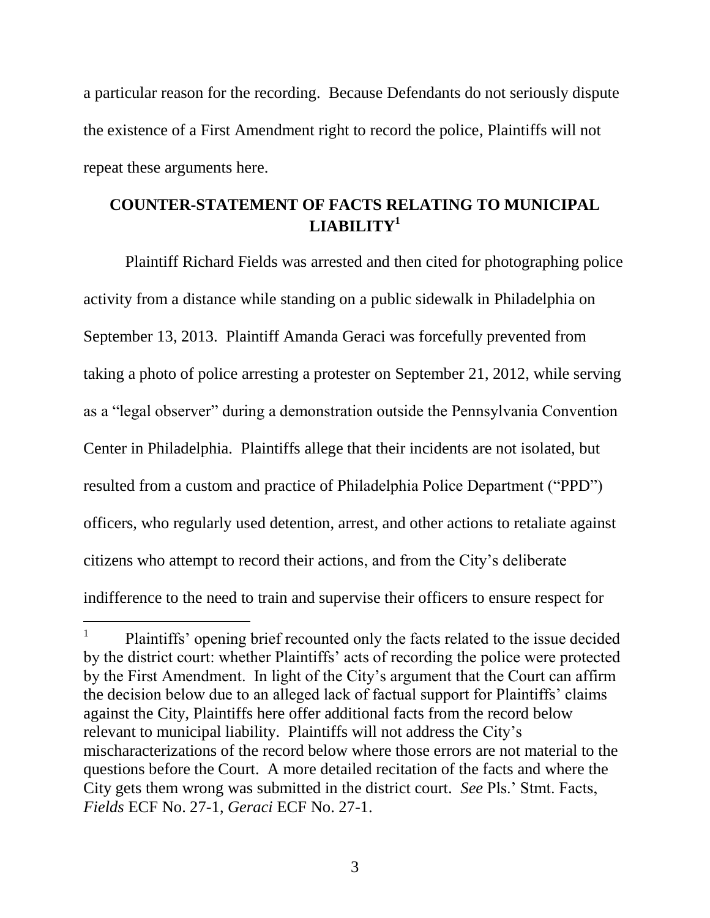a particular reason for the recording. Because Defendants do not seriously dispute the existence of a First Amendment right to record the police, Plaintiffs will not repeat these arguments here.

## COUNTER-STATEMENT OF FACTS RELATING TO MUNICIPAL LIABILITY[1]

Plaintiff Richard Fields was arrested and then cited for photographing police activity from a distance while standing on a public sidewalk in Philadelphia on September 13, 2013. Plaintiff Amanda Geraci was forcefully prevented from taking a photo of police arresting a protester on September 21, 2012, while serving as a "legal observer" during a demonstration outside the Pennsylvania Convention Center in Philadelphia. Plaintiffs allege that their incidents are not isolated, but resulted from a custom and practice of Philadelphia Police Department ("PPD") officers, who regularly used detention, arrest, and other actions to retaliate against citizens who attempt to record their actions, and from the City's deliberate indifference to the need to train and supervise their officers to ensure respect for

[1] Plaintiffs' opening brief recounted only the facts related to the issue decided by the district court: whether Plaintiffs' acts of recording the police were protected by the First Amendment. In light of the City's argument that the Court can affirm the decision below due to an alleged lack of factual support for Plaintiffs' claims against the City, Plaintiffs here offer additional facts from the record below relevant to municipal liability. Plaintiffs will not address the City's mischaracterizations of the record below where those errors are not material to the questions before the Court. A more detailed recitation of the facts and where the City gets them wrong was submitted in the district court. *See* Pls.' Stmt. Facts, *Fields* ECF No. 27-1, *Geraci* ECF No. 27-1.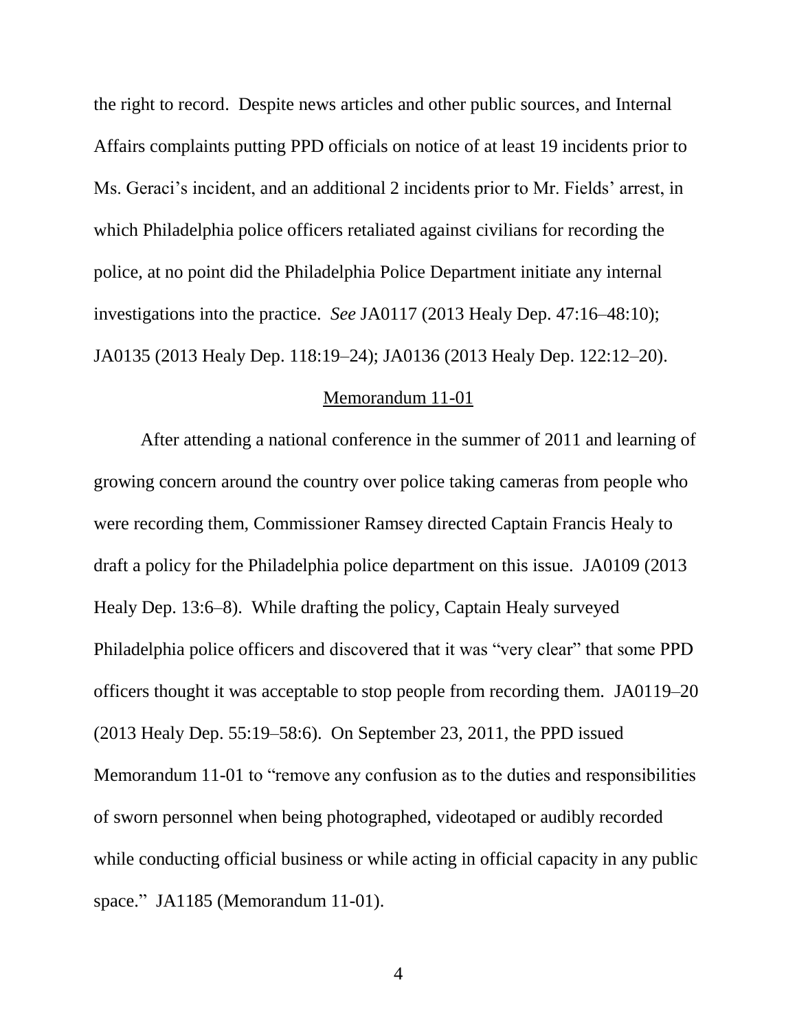the right to record. Despite news articles and other public sources, and Internal Affairs complaints putting PPD officials on notice of at least 19 incidents prior to Ms. Geraci's incident, and an additional 2 incidents prior to Mr. Fields' arrest, in which Philadelphia police officers retaliated against civilians for recording the police, at no point did the Philadelphia Police Department initiate any internal investigations into the practice. *See* JA0117 (2013 Healy Dep. 47:16–48:10); JA0135 (2013 Healy Dep. 118:19–24); JA0136 (2013 Healy Dep. 122:12–20).

<u>Memorandum 11-01</u>

After attending a national conference in the summer of 2011 and learning of growing concern around the country over police taking cameras from people who were recording them, Commissioner Ramsey directed Captain Francis Healy to draft a policy for the Philadelphia police department on this issue. JA0109 (2013 Healy Dep. 13:6–8). While drafting the policy, Captain Healy surveyed Philadelphia police officers and discovered that it was "very clear" that some PPD officers thought it was acceptable to stop people from recording them. JA0119–20 (2013 Healy Dep. 55:19–58:6). On September 23, 2011, the PPD issued Memorandum 11-01 to "remove any confusion as to the duties and responsibilities of sworn personnel when being photographed, videotaped or audibly recorded while conducting official business or while acting in official capacity in any public space." JA1185 (Memorandum 11-01).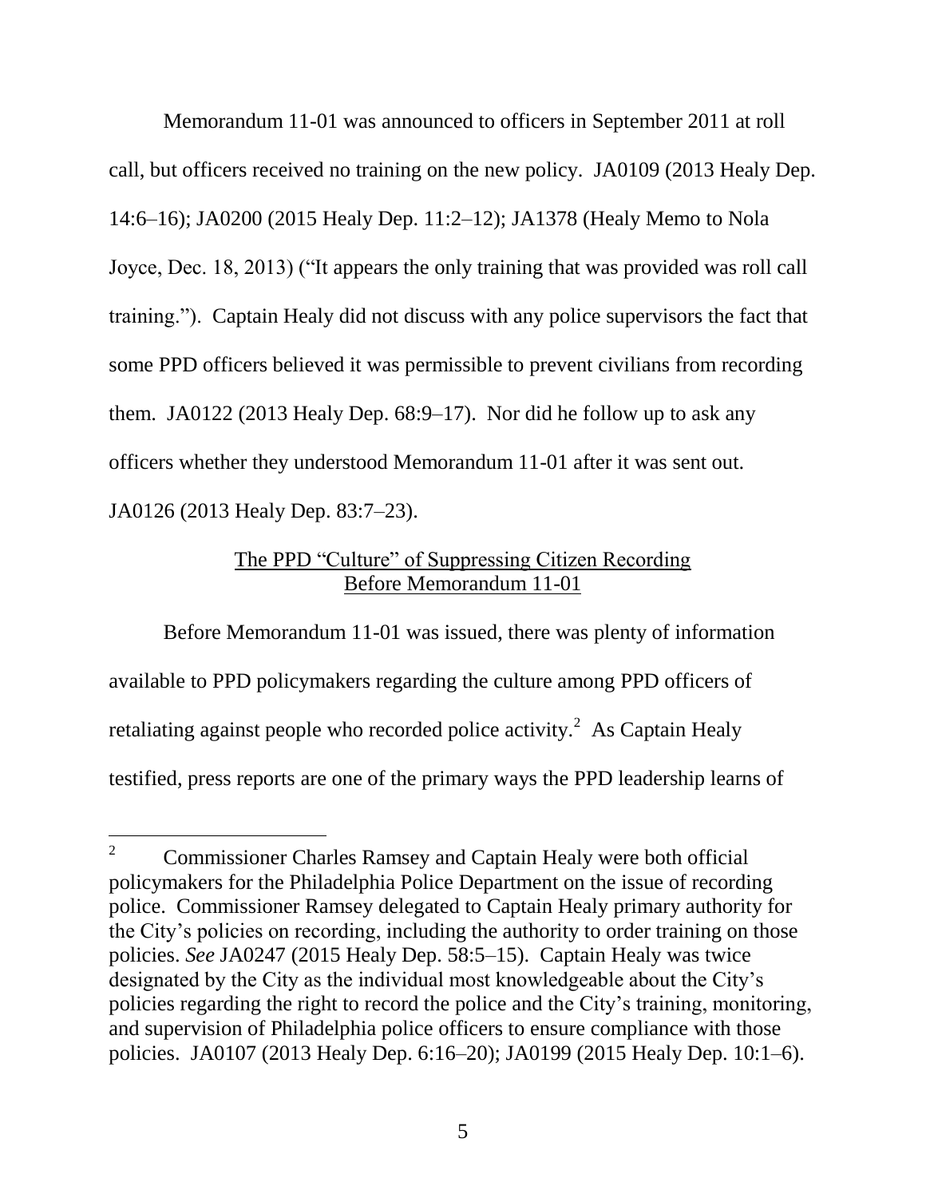Memorandum 11-01 was announced to officers in September 2011 at roll call, but officers received no training on the new policy. JA0109 (2013 Healy Dep. 14:6–16); JA0200 (2015 Healy Dep. 11:2–12); JA1378 (Healy Memo to Nola Joyce, Dec. 18, 2013) ("It appears the only training that was provided was roll call training."). Captain Healy did not discuss with any police supervisors the fact that some PPD officers believed it was permissible to prevent civilians from recording them. JA0122 (2013 Healy Dep. 68:9–17). Nor did he follow up to ask any officers whether they understood Memorandum 11-01 after it was sent out. JA0126 (2013 Healy Dep. 83:7–23).

## The PPD "Culture" of Suppressing Citizen Recording Before Memorandum 11-01

Before Memorandum 11-01 was issued, there was plenty of information available to PPD policymakers regarding the culture among PPD officers of retaliating against people who recorded police activity.[2] As Captain Healy testified, press reports are one of the primary ways the PPD leadership learns of

---

[2] Commissioner Charles Ramsey and Captain Healy were both official policymakers for the Philadelphia Police Department on the issue of recording police. Commissioner Ramsey delegated to Captain Healy primary authority for the City's policies on recording, including the authority to order training on those policies. *See* JA0247 (2015 Healy Dep. 58:5–15). Captain Healy was twice designated by the City as the individual most knowledgeable about the City's policies regarding the right to record the police and the City's training, monitoring, and supervision of Philadelphia police officers to ensure compliance with those policies. JA0107 (2013 Healy Dep. 6:16–20); JA0199 (2015 Healy Dep. 10:1–6).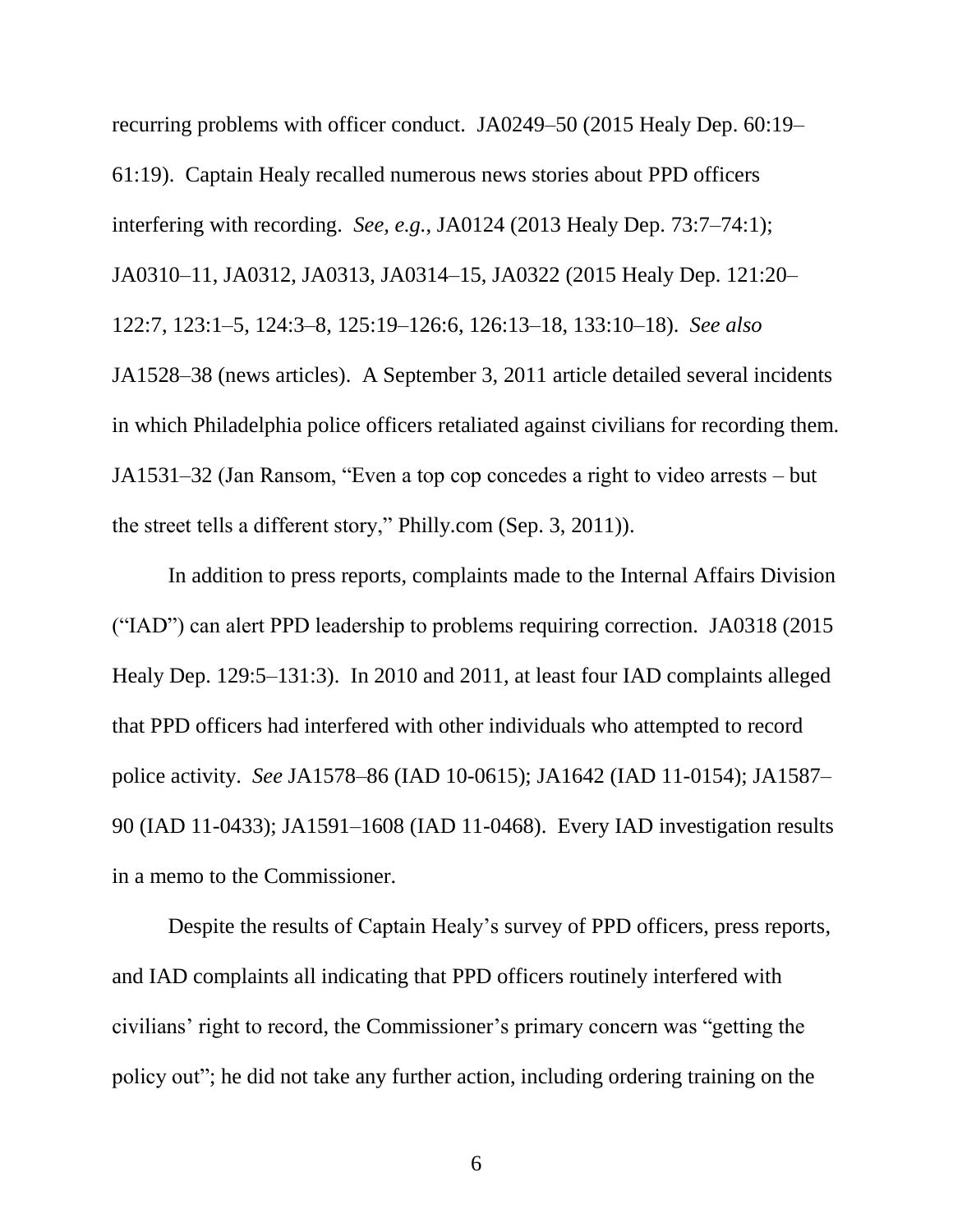recurring problems with officer conduct. JA0249–50 (2015 Healy Dep. 60:19–61:19). Captain Healy recalled numerous news stories about PPD officers interfering with recording. *See, e.g.*, JA0124 (2013 Healy Dep. 73:7–74:1); JA0310–11, JA0312, JA0313, JA0314–15, JA0322 (2015 Healy Dep. 121:20–122:7, 123:1–5, 124:3–8, 125:19–126:6, 126:13–18, 133:10–18). *See also* JA1528–38 (news articles). A September 3, 2011 article detailed several incidents in which Philadelphia police officers retaliated against civilians for recording them. JA1531–32 (Jan Ransom, "Even a top cop concedes a right to video arrests – but the street tells a different story," Philly.com (Sep. 3, 2011)).

In addition to press reports, complaints made to the Internal Affairs Division ("IAD") can alert PPD leadership to problems requiring correction. JA0318 (2015 Healy Dep. 129:5–131:3). In 2010 and 2011, at least four IAD complaints alleged that PPD officers had interfered with other individuals who attempted to record police activity. *See* JA1578–86 (IAD 10-0615); JA1642 (IAD 11-0154); JA1587–90 (IAD 11-0433); JA1591–1608 (IAD 11-0468). Every IAD investigation results in a memo to the Commissioner.

Despite the results of Captain Healy's survey of PPD officers, press reports, and IAD complaints all indicating that PPD officers routinely interfered with civilians' right to record, the Commissioner's primary concern was "getting the policy out"; he did not take any further action, including ordering training on the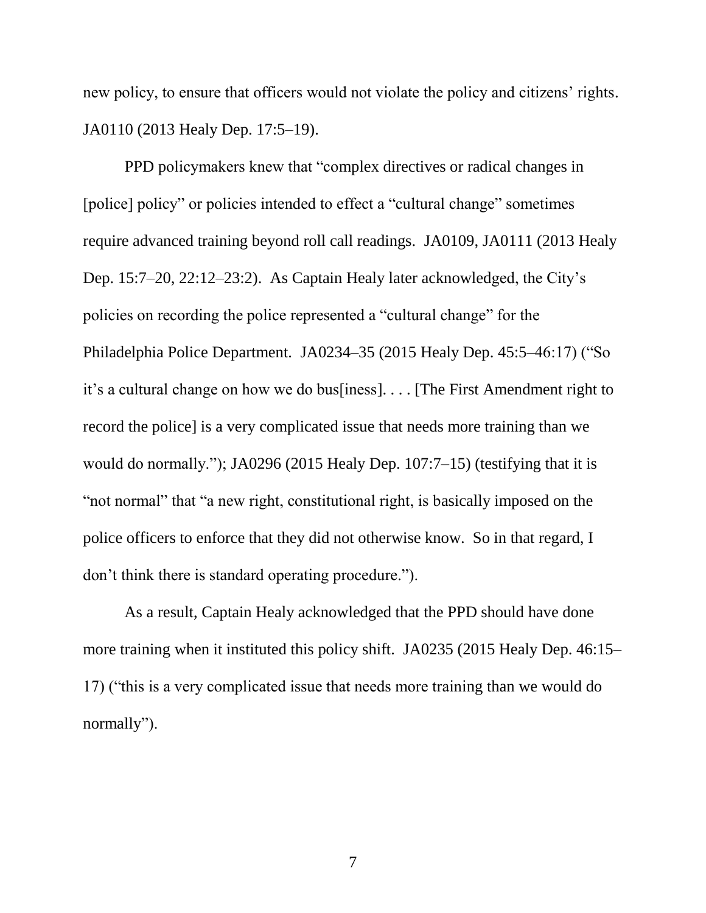new policy, to ensure that officers would not violate the policy and citizens' rights. JA0110 (2013 Healy Dep. 17:5–19).

PPD policymakers knew that "complex directives or radical changes in [police] policy" or policies intended to effect a "cultural change" sometimes require advanced training beyond roll call readings. JA0109, JA0111 (2013 Healy Dep. 15:7–20, 22:12–23:2). As Captain Healy later acknowledged, the City's policies on recording the police represented a "cultural change" for the Philadelphia Police Department. JA0234–35 (2015 Healy Dep. 45:5–46:17) ("So it's a cultural change on how we do bus[iness]. . . . [The First Amendment right to record the police] is a very complicated issue that needs more training than we would do normally."); JA0296 (2015 Healy Dep. 107:7–15) (testifying that it is "not normal" that "a new right, constitutional right, is basically imposed on the police officers to enforce that they did not otherwise know. So in that regard, I don't think there is standard operating procedure.").

As a result, Captain Healy acknowledged that the PPD should have done more training when it instituted this policy shift. JA0235 (2015 Healy Dep. 46:15–17) ("this is a very complicated issue that needs more training than we would do normally").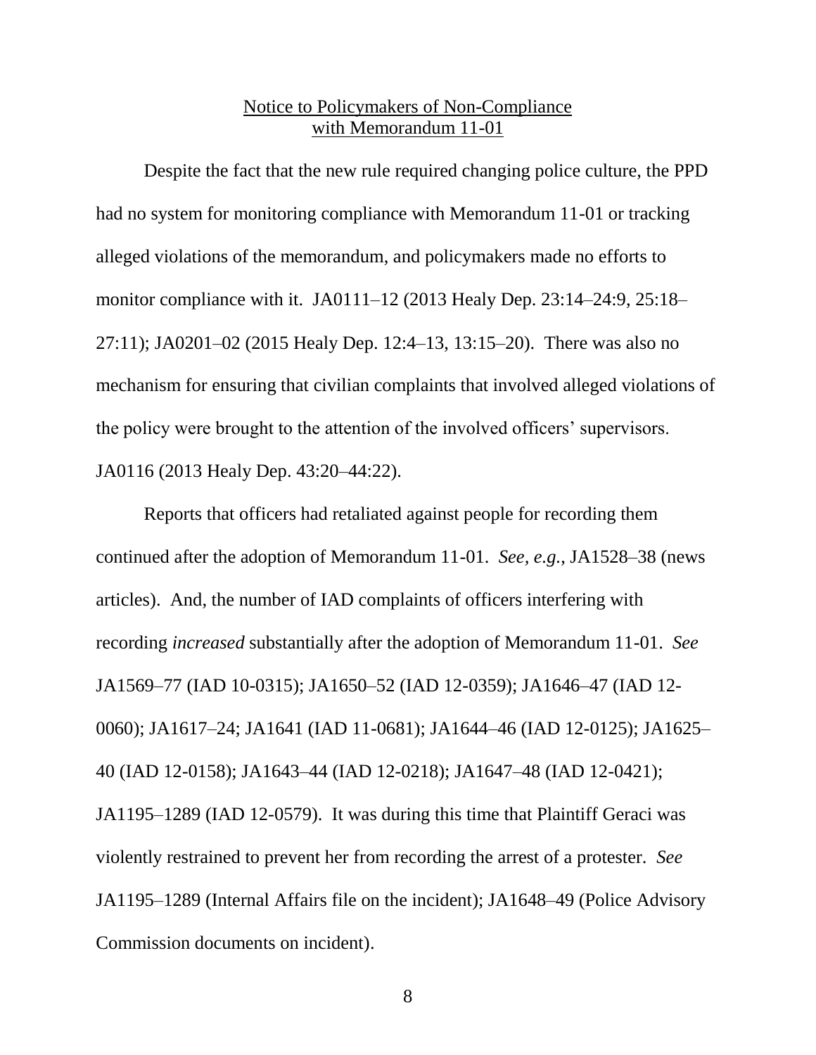## Notice to Policymakers of Non-Compliance with Memorandum 11-01

Despite the fact that the new rule required changing police culture, the PPD had no system for monitoring compliance with Memorandum 11-01 or tracking alleged violations of the memorandum, and policymakers made no efforts to monitor compliance with it. JA0111–12 (2013 Healy Dep. 23:14–24:9, 25:18–27:11); JA0201–02 (2015 Healy Dep. 12:4–13, 13:15–20). There was also no mechanism for ensuring that civilian complaints that involved alleged violations of the policy were brought to the attention of the involved officers' supervisors. JA0116 (2013 Healy Dep. 43:20–44:22).

Reports that officers had retaliated against people for recording them continued after the adoption of Memorandum 11-01. *See, e.g.*, JA1528–38 (news articles). And, the number of IAD complaints of officers interfering with recording *increased* substantially after the adoption of Memorandum 11-01. *See* JA1569–77 (IAD 10-0315); JA1650–52 (IAD 12-0359); JA1646–47 (IAD 12-0060); JA1617–24; JA1641 (IAD 11-0681); JA1644–46 (IAD 12-0125); JA1625–40 (IAD 12-0158); JA1643–44 (IAD 12-0218); JA1647–48 (IAD 12-0421); JA1195–1289 (IAD 12-0579). It was during this time that Plaintiff Geraci was violently restrained to prevent her from recording the arrest of a protester. *See* JA1195–1289 (Internal Affairs file on the incident); JA1648–49 (Police Advisory Commission documents on incident).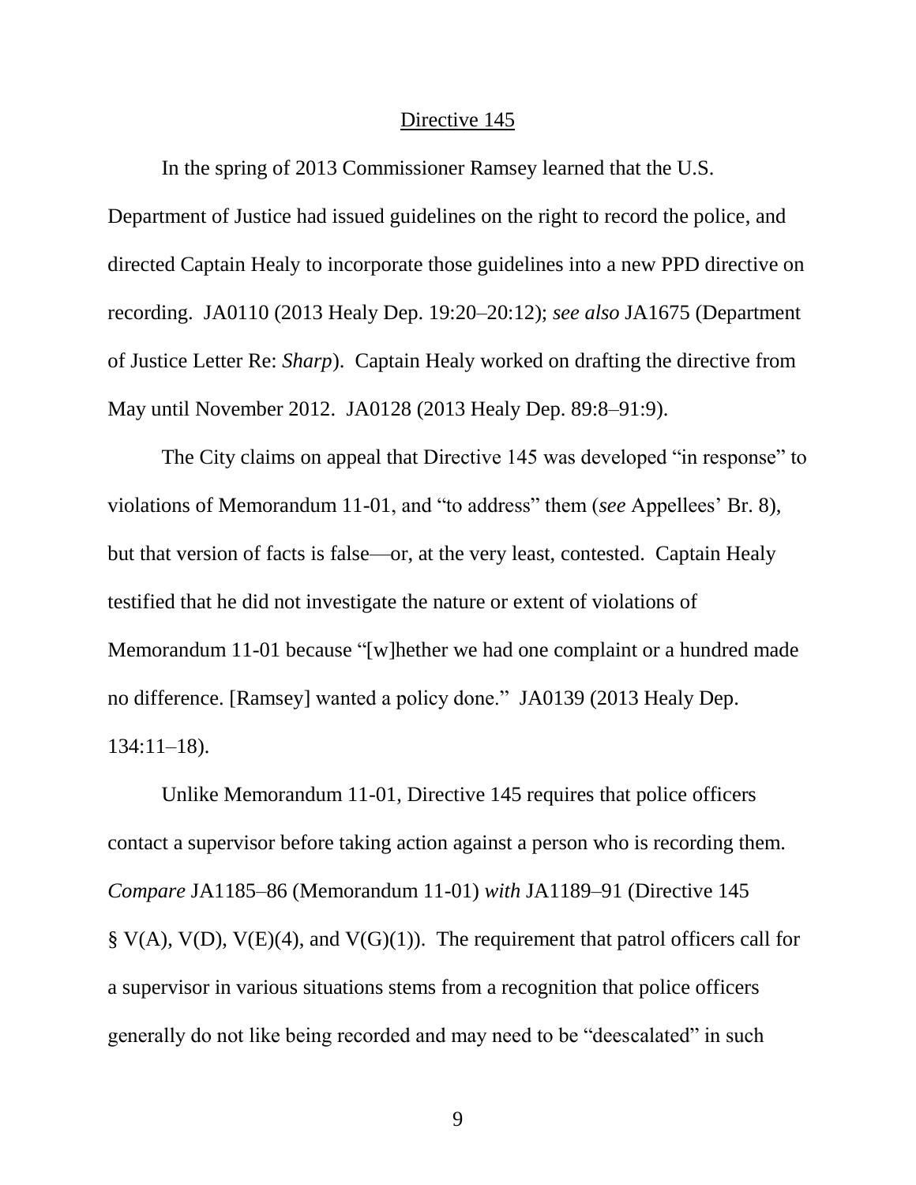Directive 145

In the spring of 2013 Commissioner Ramsey learned that the U.S. Department of Justice had issued guidelines on the right to record the police, and directed Captain Healy to incorporate those guidelines into a new PPD directive on recording. JA0110 (2013 Healy Dep. 19:20–20:12); *see also* JA1675 (Department of Justice Letter Re: *Sharp*). Captain Healy worked on drafting the directive from May until November 2012. JA0128 (2013 Healy Dep. 89:8–91:9).

The City claims on appeal that Directive 145 was developed "in response" to violations of Memorandum 11-01, and "to address" them (*see* Appellees' Br. 8), but that version of facts is false—or, at the very least, contested. Captain Healy testified that he did not investigate the nature or extent of violations of Memorandum 11-01 because "[w]hether we had one complaint or a hundred made no difference. [Ramsey] wanted a policy done." JA0139 (2013 Healy Dep. 134:11–18).

Unlike Memorandum 11-01, Directive 145 requires that police officers contact a supervisor before taking action against a person who is recording them. *Compare* JA1185–86 (Memorandum 11-01) *with* JA1189–91 (Directive 145 § V(A), V(D), V(E)(4), and V(G)(1)). The requirement that patrol officers call for a supervisor in various situations stems from a recognition that police officers generally do not like being recorded and may need to be "deescalated" in such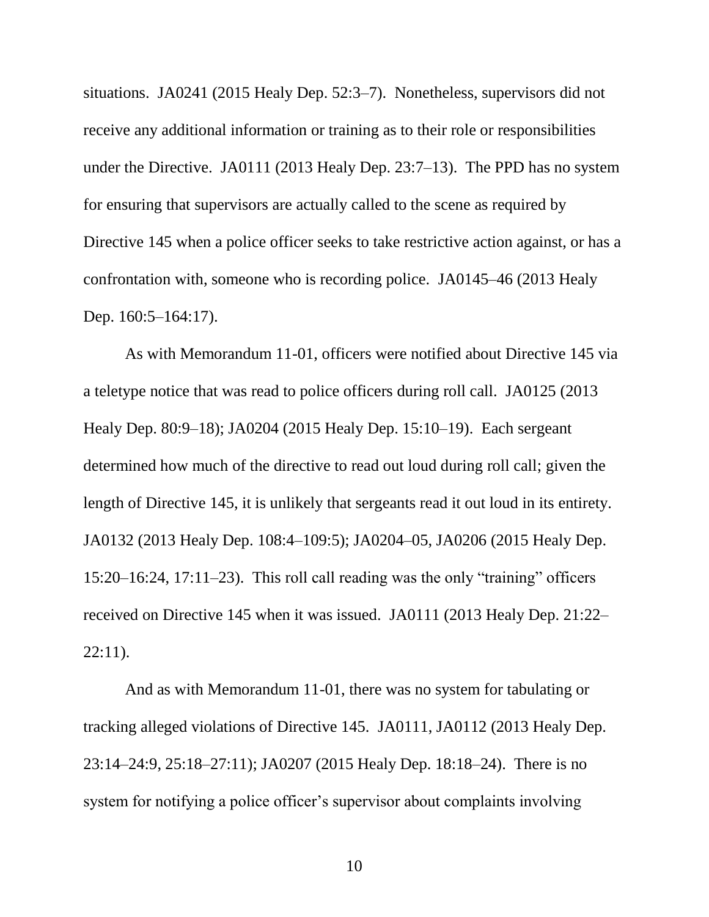situations. JA0241 (2015 Healy Dep. 52:3–7). Nonetheless, supervisors did not receive any additional information or training as to their role or responsibilities under the Directive. JA0111 (2013 Healy Dep. 23:7–13). The PPD has no system for ensuring that supervisors are actually called to the scene as required by Directive 145 when a police officer seeks to take restrictive action against, or has a confrontation with, someone who is recording police. JA0145–46 (2013 Healy Dep. 160:5–164:17).

As with Memorandum 11-01, officers were notified about Directive 145 via a teletype notice that was read to police officers during roll call. JA0125 (2013 Healy Dep. 80:9–18); JA0204 (2015 Healy Dep. 15:10–19). Each sergeant determined how much of the directive to read out loud during roll call; given the length of Directive 145, it is unlikely that sergeants read it out loud in its entirety. JA0132 (2013 Healy Dep. 108:4–109:5); JA0204–05, JA0206 (2015 Healy Dep. 15:20–16:24, 17:11–23). This roll call reading was the only "training" officers received on Directive 145 when it was issued. JA0111 (2013 Healy Dep. 21:22–22:11).

And as with Memorandum 11-01, there was no system for tabulating or tracking alleged violations of Directive 145. JA0111, JA0112 (2013 Healy Dep. 23:14–24:9, 25:18–27:11); JA0207 (2015 Healy Dep. 18:18–24). There is no system for notifying a police officer's supervisor about complaints involving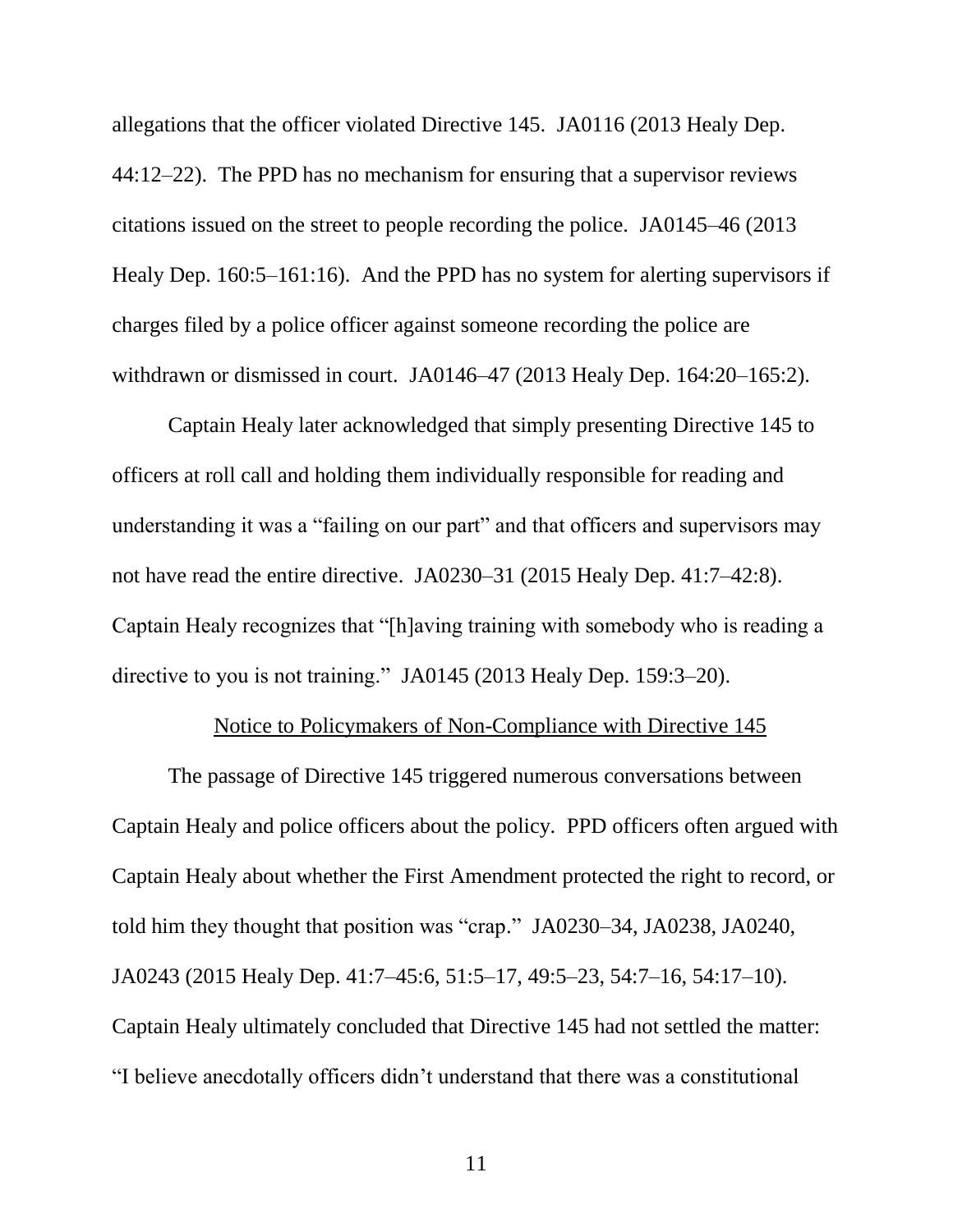allegations that the officer violated Directive 145. JA0116 (2013 Healy Dep. 44:12–22). The PPD has no mechanism for ensuring that a supervisor reviews citations issued on the street to people recording the police. JA0145–46 (2013 Healy Dep. 160:5–161:16). And the PPD has no system for alerting supervisors if charges filed by a police officer against someone recording the police are withdrawn or dismissed in court. JA0146–47 (2013 Healy Dep. 164:20–165:2).

Captain Healy later acknowledged that simply presenting Directive 145 to officers at roll call and holding them individually responsible for reading and understanding it was a "failing on our part" and that officers and supervisors may not have read the entire directive. JA0230–31 (2015 Healy Dep. 41:7–42:8). Captain Healy recognizes that "[h]aving training with somebody who is reading a directive to you is not training." JA0145 (2013 Healy Dep. 159:3–20).

<u>Notice to Policymakers of Non-Compliance with Directive 145</u>

The passage of Directive 145 triggered numerous conversations between Captain Healy and police officers about the policy. PPD officers often argued with Captain Healy about whether the First Amendment protected the right to record, or told him they thought that position was "crap." JA0230–34, JA0238, JA0240, JA0243 (2015 Healy Dep. 41:7–45:6, 51:5–17, 49:5–23, 54:7–16, 54:17–10). Captain Healy ultimately concluded that Directive 145 had not settled the matter: "I believe anecdotally officers didn't understand that there was a constitutional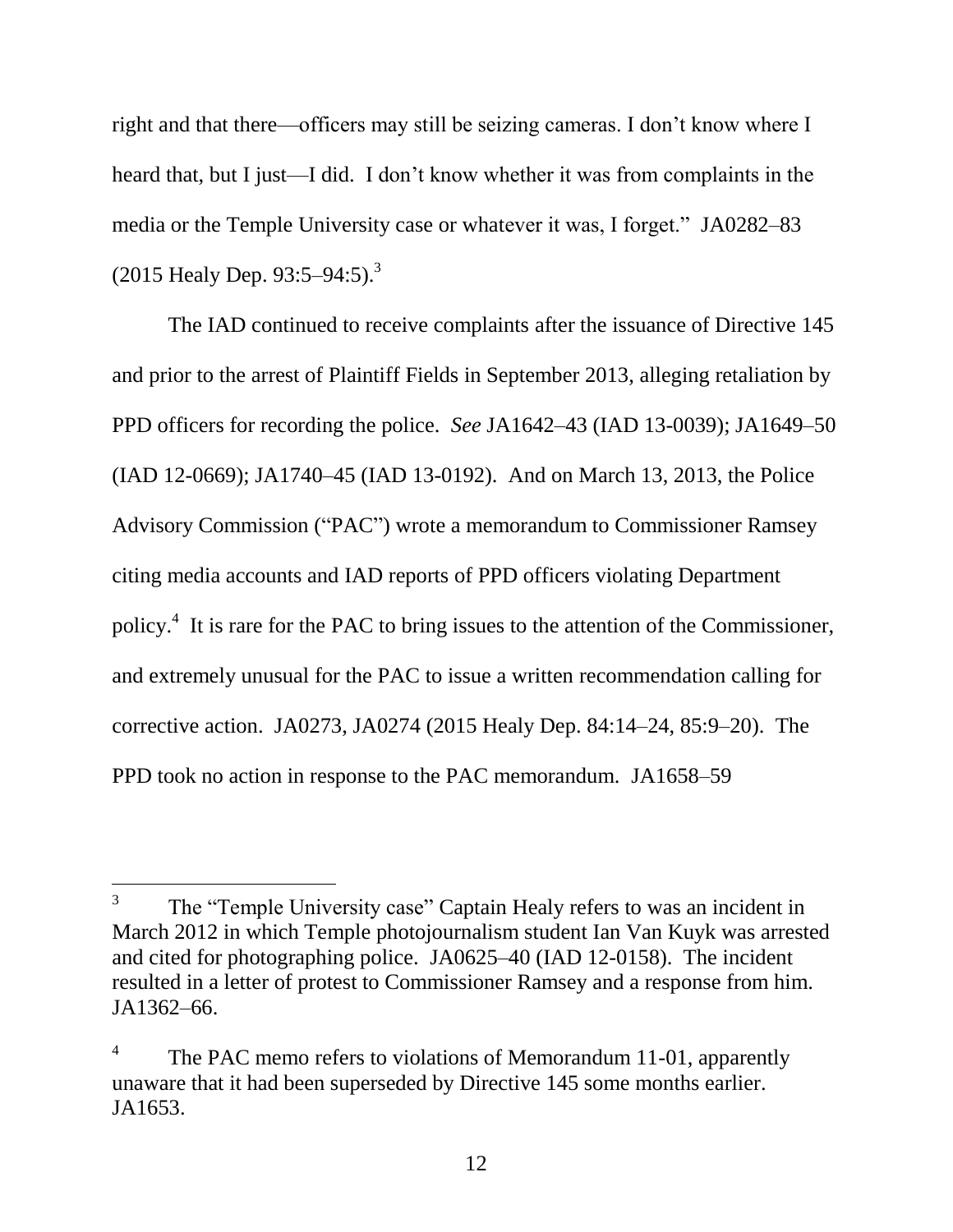right and that there—officers may still be seizing cameras. I don't know where I heard that, but I just—I did. I don't know whether it was from complaints in the media or the Temple University case or whatever it was, I forget." JA0282–83 (2015 Healy Dep. 93:5–94:5).[3]

The IAD continued to receive complaints after the issuance of Directive 145 and prior to the arrest of Plaintiff Fields in September 2013, alleging retaliation by PPD officers for recording the police. *See* JA1642–43 (IAD 13-0039); JA1649–50 (IAD 12-0669); JA1740–45 (IAD 13-0192). And on March 13, 2013, the Police Advisory Commission ("PAC") wrote a memorandum to Commissioner Ramsey citing media accounts and IAD reports of PPD officers violating Department policy.[4] It is rare for the PAC to bring issues to the attention of the Commissioner, and extremely unusual for the PAC to issue a written recommendation calling for corrective action. JA0273, JA0274 (2015 Healy Dep. 84:14–24, 85:9–20). The PPD took no action in response to the PAC memorandum. JA1658–59

---

[3] The "Temple University case" Captain Healy refers to was an incident in March 2012 in which Temple photojournalism student Ian Van Kuyk was arrested and cited for photographing police. JA0625–40 (IAD 12-0158). The incident resulted in a letter of protest to Commissioner Ramsey and a response from him. JA1362–66.

[4] The PAC memo refers to violations of Memorandum 11-01, apparently unaware that it had been superseded by Directive 145 some months earlier. JA1653.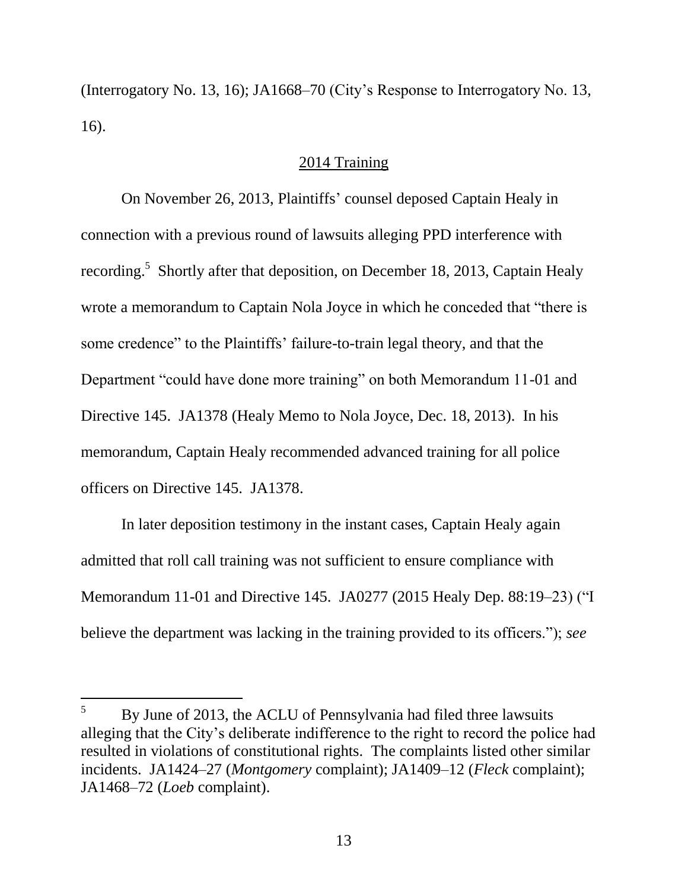(Interrogatory No. 13, 16); JA1668–70 (City's Response to Interrogatory No. 13, 16).

## 2014 Training

On November 26, 2013, Plaintiffs' counsel deposed Captain Healy in connection with a previous round of lawsuits alleging PPD interference with recording.[5] Shortly after that deposition, on December 18, 2013, Captain Healy wrote a memorandum to Captain Nola Joyce in which he conceded that "there is some credence" to the Plaintiffs' failure-to-train legal theory, and that the Department "could have done more training" on both Memorandum 11-01 and Directive 145. JA1378 (Healy Memo to Nola Joyce, Dec. 18, 2013). In his memorandum, Captain Healy recommended advanced training for all police officers on Directive 145. JA1378.

In later deposition testimony in the instant cases, Captain Healy again admitted that roll call training was not sufficient to ensure compliance with Memorandum 11-01 and Directive 145. JA0277 (2015 Healy Dep. 88:19–23) ("I believe the department was lacking in the training provided to its officers."); *see*

---

[5] By June of 2013, the ACLU of Pennsylvania had filed three lawsuits alleging that the City's deliberate indifference to the right to record the police had resulted in violations of constitutional rights. The complaints listed other similar incidents. JA1424–27 (*Montgomery* complaint); JA1409–12 (*Fleck* complaint); JA1468–72 (*Loeb* complaint).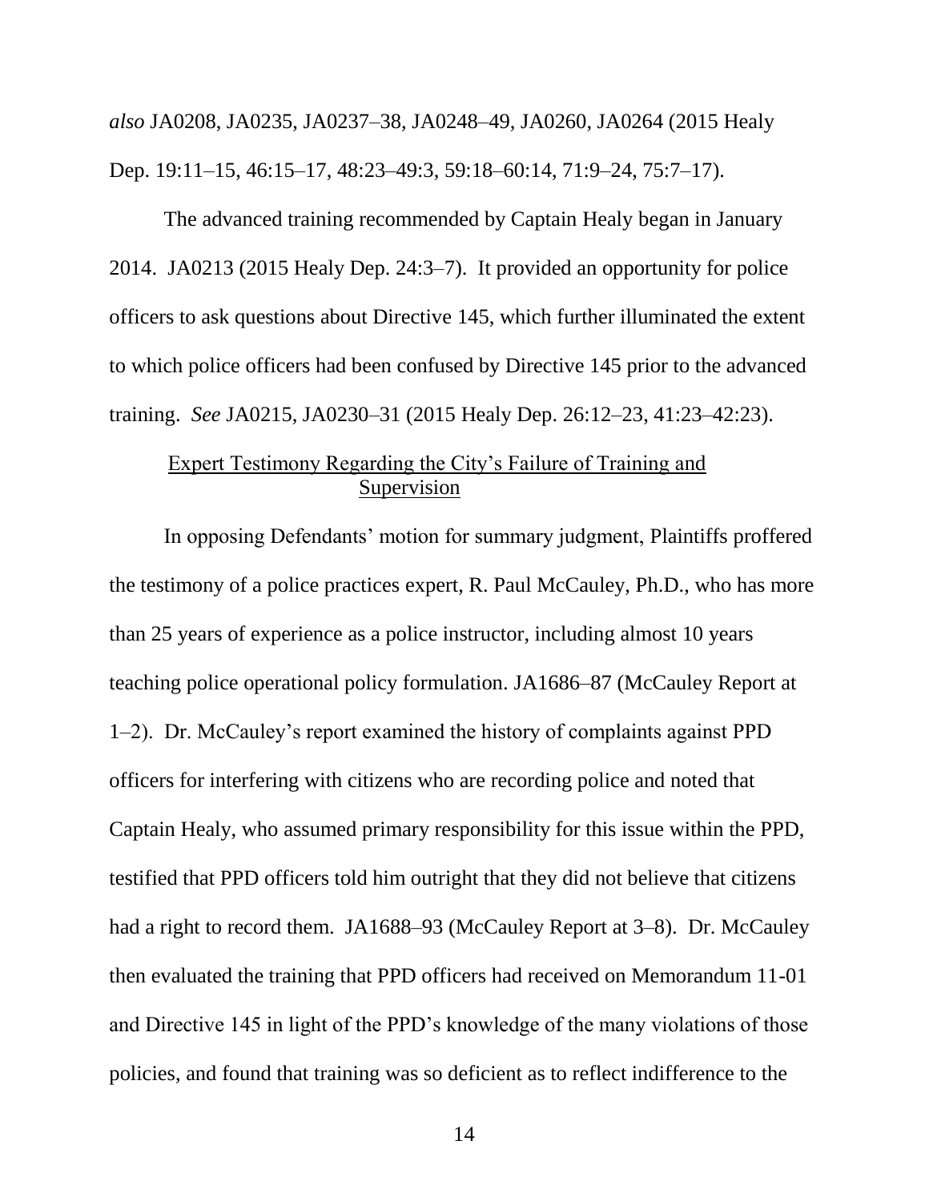*also* JA0208, JA0235, JA0237–38, JA0248–49, JA0260, JA0264 (2015 Healy Dep. 19:11–15, 46:15–17, 48:23–49:3, 59:18–60:14, 71:9–24, 75:7–17).

The advanced training recommended by Captain Healy began in January 2014. JA0213 (2015 Healy Dep. 24:3–7). It provided an opportunity for police officers to ask questions about Directive 145, which further illuminated the extent to which police officers had been confused by Directive 145 prior to the advanced training. *See* JA0215, JA0230–31 (2015 Healy Dep. 26:12–23, 41:23–42:23).

## Expert Testimony Regarding the City's Failure of Training and Supervision

In opposing Defendants' motion for summary judgment, Plaintiffs proffered the testimony of a police practices expert, R. Paul McCauley, Ph.D., who has more than 25 years of experience as a police instructor, including almost 10 years teaching police operational policy formulation. JA1686–87 (McCauley Report at 1–2). Dr. McCauley's report examined the history of complaints against PPD officers for interfering with citizens who are recording police and noted that Captain Healy, who assumed primary responsibility for this issue within the PPD, testified that PPD officers told him outright that they did not believe that citizens had a right to record them. JA1688–93 (McCauley Report at 3–8). Dr. McCauley then evaluated the training that PPD officers had received on Memorandum 11-01 and Directive 145 in light of the PPD's knowledge of the many violations of those policies, and found that training was so deficient as to reflect indifference to the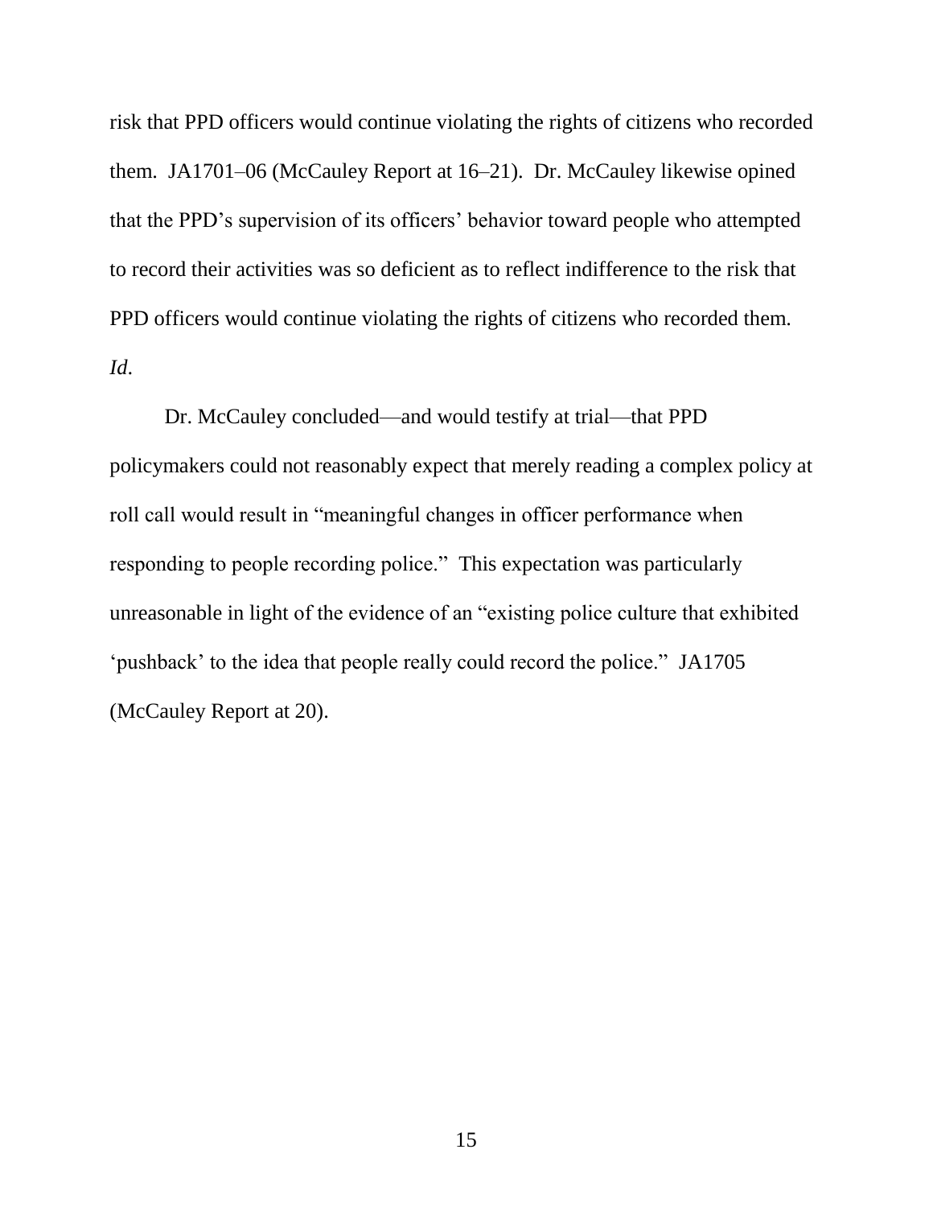risk that PPD officers would continue violating the rights of citizens who recorded them. JA1701–06 (McCauley Report at 16–21). Dr. McCauley likewise opined that the PPD's supervision of its officers' behavior toward people who attempted to record their activities was so deficient as to reflect indifference to the risk that PPD officers would continue violating the rights of citizens who recorded them. *Id.*

Dr. McCauley concluded—and would testify at trial—that PPD policymakers could not reasonably expect that merely reading a complex policy at roll call would result in "meaningful changes in officer performance when responding to people recording police." This expectation was particularly unreasonable in light of the evidence of an "existing police culture that exhibited 'pushback' to the idea that people really could record the police." JA1705 (McCauley Report at 20).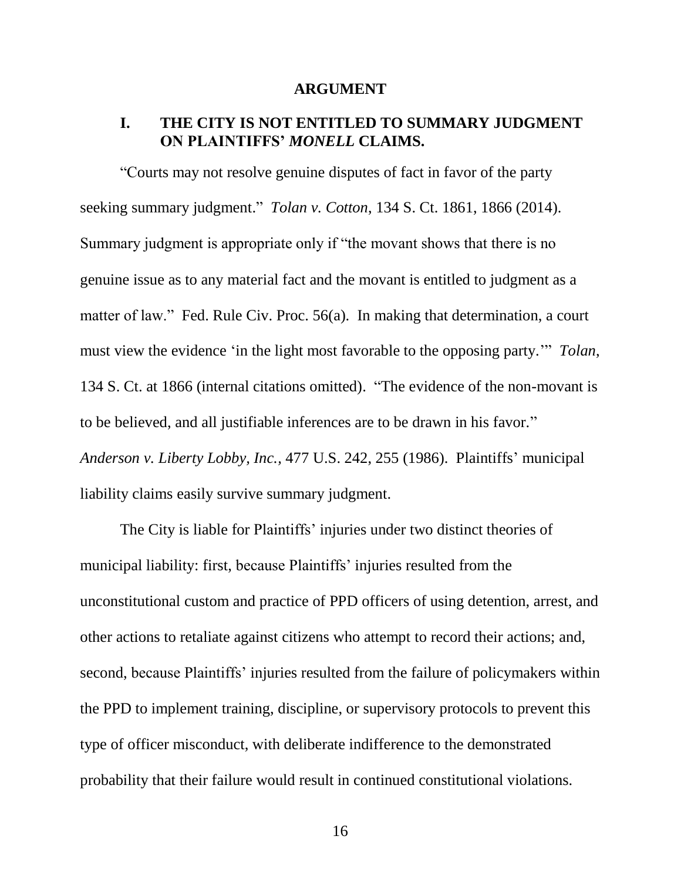## ARGUMENT

### I. THE CITY IS NOT ENTITLED TO SUMMARY JUDGMENT ON PLAINTIFFS' *MONELL* CLAIMS.

"Courts may not resolve genuine disputes of fact in favor of the party seeking summary judgment." *Tolan v. Cotton*, 134 S. Ct. 1861, 1866 (2014). Summary judgment is appropriate only if "the movant shows that there is no genuine issue as to any material fact and the movant is entitled to judgment as a matter of law." Fed. Rule Civ. Proc. 56(a). In making that determination, a court must view the evidence 'in the light most favorable to the opposing party.'" *Tolan*, 134 S. Ct. at 1866 (internal citations omitted). "The evidence of the non-movant is to be believed, and all justifiable inferences are to be drawn in his favor." *Anderson v. Liberty Lobby, Inc.*, 477 U.S. 242, 255 (1986). Plaintiffs' municipal liability claims easily survive summary judgment.

The City is liable for Plaintiffs' injuries under two distinct theories of municipal liability: first, because Plaintiffs' injuries resulted from the unconstitutional custom and practice of PPD officers of using detention, arrest, and other actions to retaliate against citizens who attempt to record their actions; and, second, because Plaintiffs' injuries resulted from the failure of policymakers within the PPD to implement training, discipline, or supervisory protocols to prevent this type of officer misconduct, with deliberate indifference to the demonstrated probability that their failure would result in continued constitutional violations.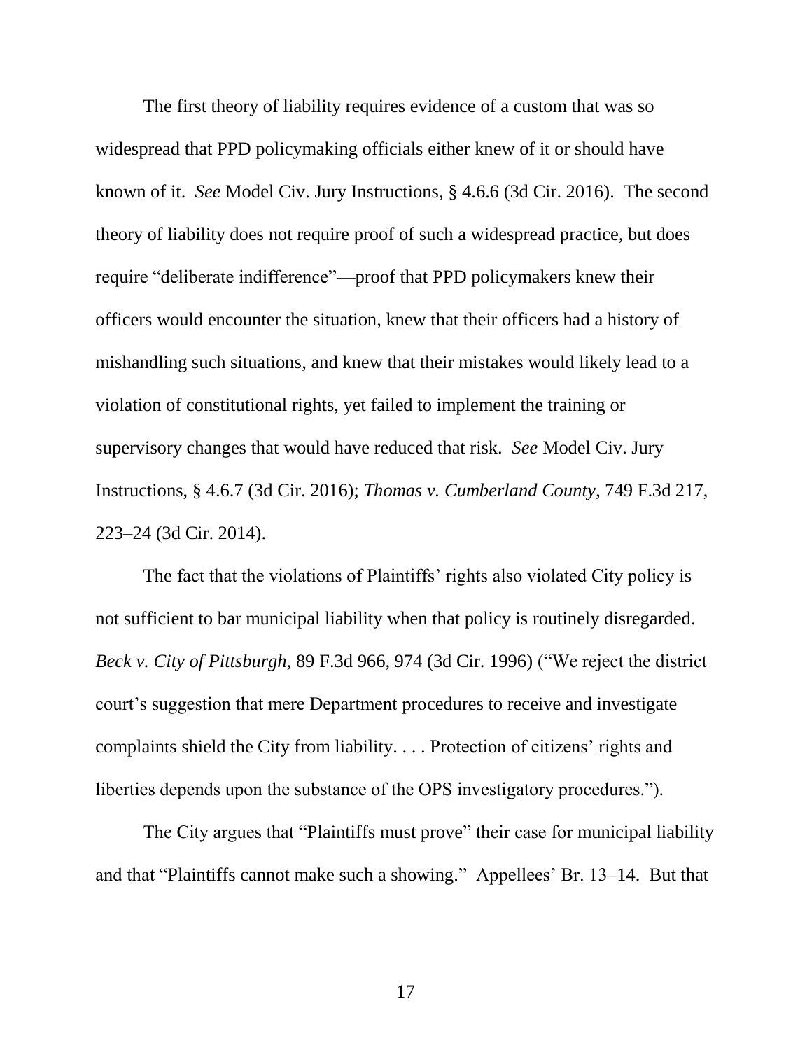The first theory of liability requires evidence of a custom that was so widespread that PPD policymaking officials either knew of it or should have known of it. *See* Model Civ. Jury Instructions, § 4.6.6 (3d Cir. 2016). The second theory of liability does not require proof of such a widespread practice, but does require "deliberate indifference"—proof that PPD policymakers knew their officers would encounter the situation, knew that their officers had a history of mishandling such situations, and knew that their mistakes would likely lead to a violation of constitutional rights, yet failed to implement the training or supervisory changes that would have reduced that risk. *See* Model Civ. Jury Instructions, § 4.6.7 (3d Cir. 2016); *Thomas v. Cumberland County*, 749 F.3d 217, 223–24 (3d Cir. 2014).

The fact that the violations of Plaintiffs' rights also violated City policy is not sufficient to bar municipal liability when that policy is routinely disregarded. *Beck v. City of Pittsburgh*, 89 F.3d 966, 974 (3d Cir. 1996) ("We reject the district court's suggestion that mere Department procedures to receive and investigate complaints shield the City from liability. . . . Protection of citizens' rights and liberties depends upon the substance of the OPS investigatory procedures.").

The City argues that "Plaintiffs must prove" their case for municipal liability and that "Plaintiffs cannot make such a showing." Appellees' Br. 13–14. But that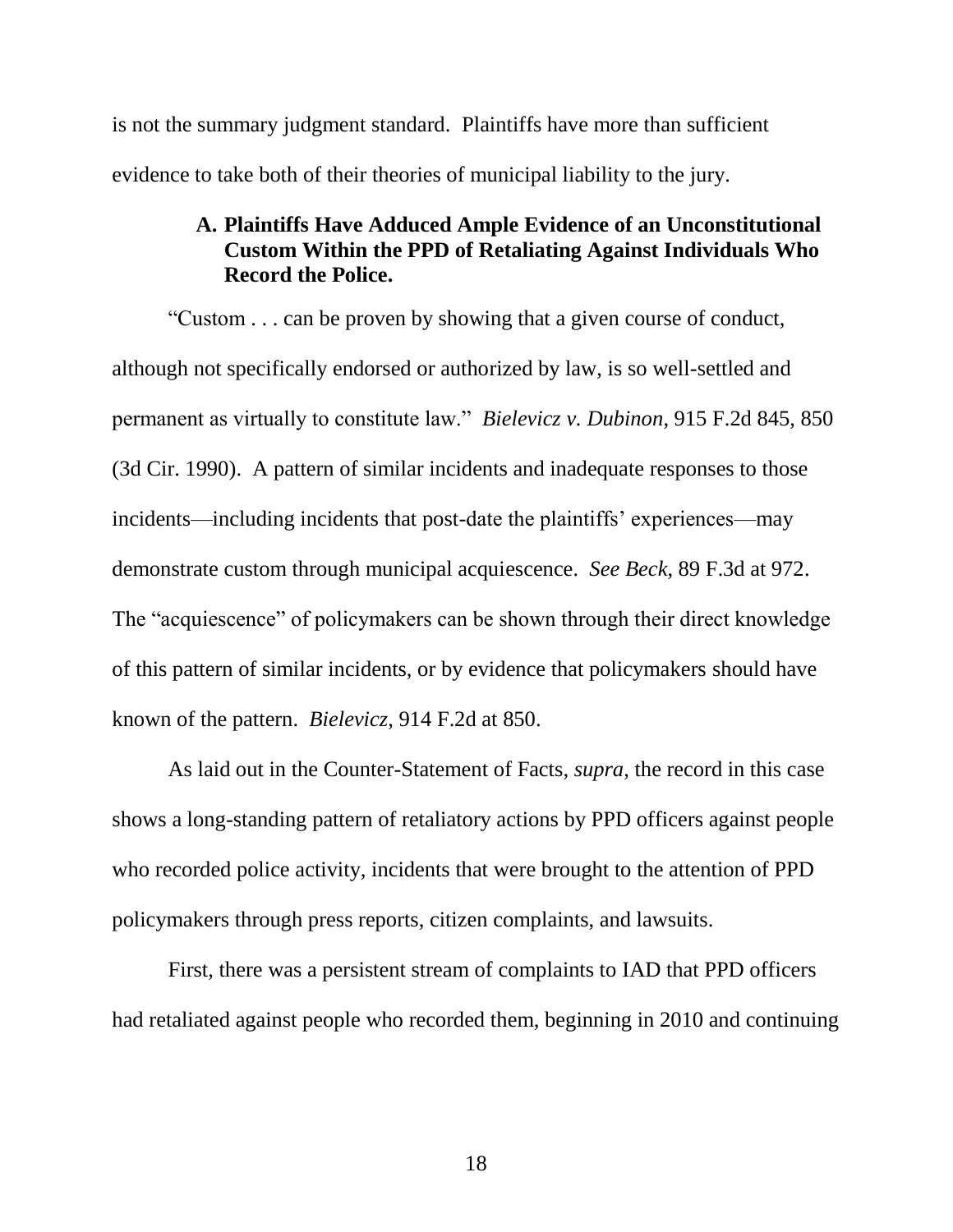is not the summary judgment standard. Plaintiffs have more than sufficient evidence to take both of their theories of municipal liability to the jury.

### A. Plaintiffs Have Adduced Ample Evidence of an Unconstitutional Custom Within the PPD of Retaliating Against Individuals Who Record the Police.

"Custom . . . can be proven by showing that a given course of conduct, although not specifically endorsed or authorized by law, is so well-settled and permanent as virtually to constitute law." *Bielevicz v. Dubinon*, 915 F.2d 845, 850 (3d Cir. 1990). A pattern of similar incidents and inadequate responses to those incidents—including incidents that post-date the plaintiffs' experiences—may demonstrate custom through municipal acquiescence. *See Beck*, 89 F.3d at 972. The "acquiescence" of policymakers can be shown through their direct knowledge of this pattern of similar incidents, or by evidence that policymakers should have known of the pattern. *Bielevicz*, 914 F.2d at 850.

As laid out in the Counter-Statement of Facts, *supra*, the record in this case shows a long-standing pattern of retaliatory actions by PPD officers against people who recorded police activity, incidents that were brought to the attention of PPD policymakers through press reports, citizen complaints, and lawsuits.

First, there was a persistent stream of complaints to IAD that PPD officers had retaliated against people who recorded them, beginning in 2010 and continuing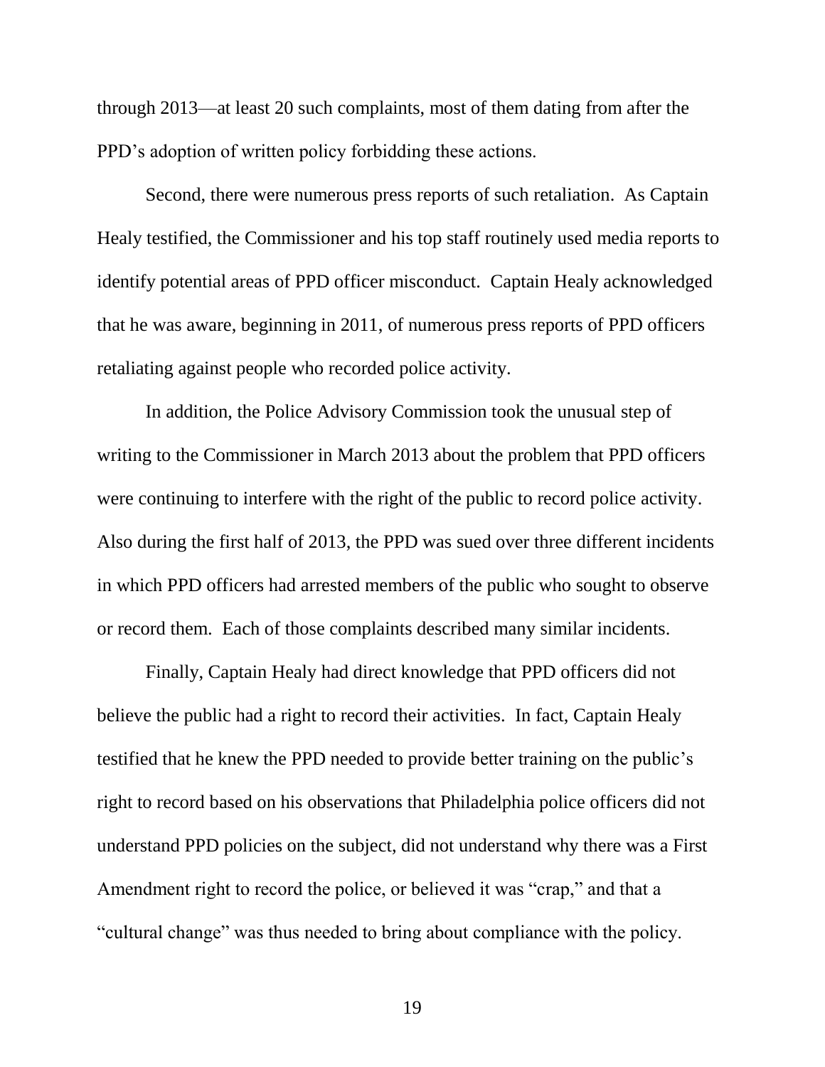through 2013—at least 20 such complaints, most of them dating from after the PPD's adoption of written policy forbidding these actions.

Second, there were numerous press reports of such retaliation. As Captain Healy testified, the Commissioner and his top staff routinely used media reports to identify potential areas of PPD officer misconduct. Captain Healy acknowledged that he was aware, beginning in 2011, of numerous press reports of PPD officers retaliating against people who recorded police activity.

In addition, the Police Advisory Commission took the unusual step of writing to the Commissioner in March 2013 about the problem that PPD officers were continuing to interfere with the right of the public to record police activity. Also during the first half of 2013, the PPD was sued over three different incidents in which PPD officers had arrested members of the public who sought to observe or record them. Each of those complaints described many similar incidents.

Finally, Captain Healy had direct knowledge that PPD officers did not believe the public had a right to record their activities. In fact, Captain Healy testified that he knew the PPD needed to provide better training on the public's right to record based on his observations that Philadelphia police officers did not understand PPD policies on the subject, did not understand why there was a First Amendment right to record the police, or believed it was "crap," and that a "cultural change" was thus needed to bring about compliance with the policy.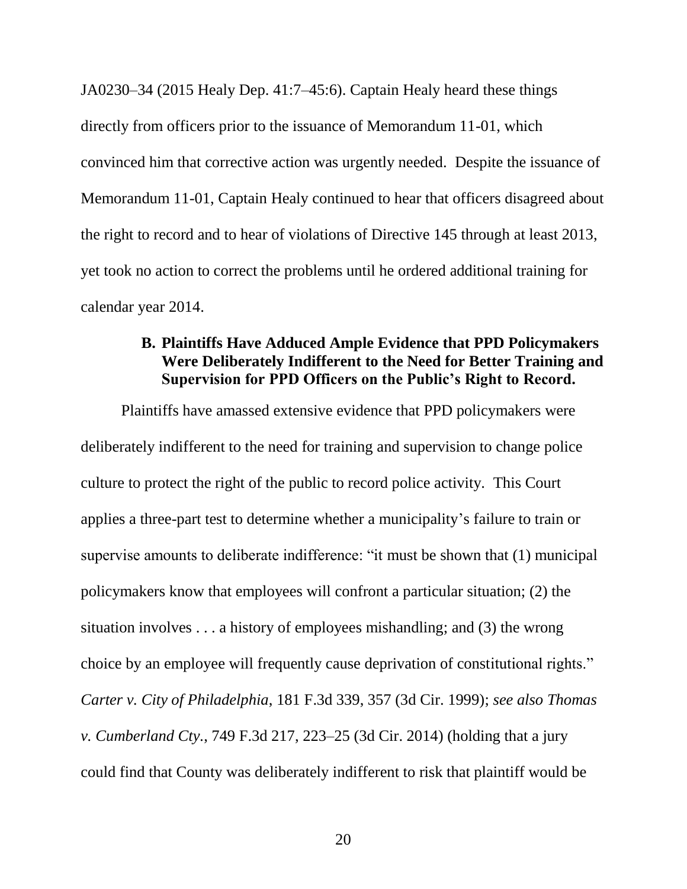JA0230–34 (2015 Healy Dep. 41:7–45:6). Captain Healy heard these things directly from officers prior to the issuance of Memorandum 11-01, which convinced him that corrective action was urgently needed. Despite the issuance of Memorandum 11-01, Captain Healy continued to hear that officers disagreed about the right to record and to hear of violations of Directive 145 through at least 2013, yet took no action to correct the problems until he ordered additional training for calendar year 2014.

### B. Plaintiffs Have Adduced Ample Evidence that PPD Policymakers Were Deliberately Indifferent to the Need for Better Training and Supervision for PPD Officers on the Public's Right to Record.

Plaintiffs have amassed extensive evidence that PPD policymakers were deliberately indifferent to the need for training and supervision to change police culture to protect the right of the public to record police activity. This Court applies a three-part test to determine whether a municipality's failure to train or supervise amounts to deliberate indifference: "it must be shown that (1) municipal policymakers know that employees will confront a particular situation; (2) the situation involves . . . a history of employees mishandling; and (3) the wrong choice by an employee will frequently cause deprivation of constitutional rights." *Carter v. City of Philadelphia*, 181 F.3d 339, 357 (3d Cir. 1999); *see also Thomas v. Cumberland Cty.*, 749 F.3d 217, 223–25 (3d Cir. 2014) (holding that a jury could find that County was deliberately indifferent to risk that plaintiff would be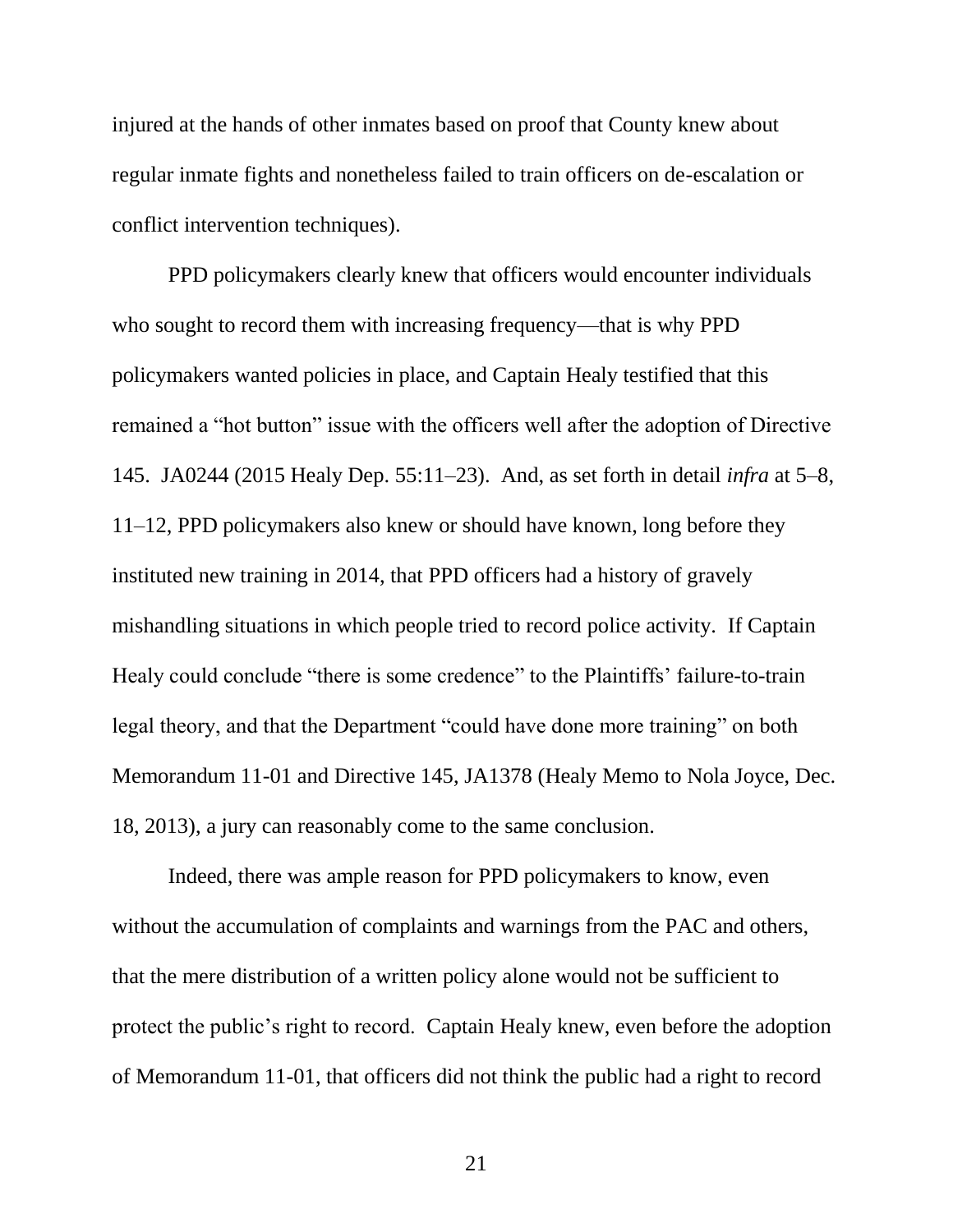injured at the hands of other inmates based on proof that County knew about regular inmate fights and nonetheless failed to train officers on de-escalation or conflict intervention techniques).

PPD policymakers clearly knew that officers would encounter individuals who sought to record them with increasing frequency—that is why PPD policymakers wanted policies in place, and Captain Healy testified that this remained a "hot button" issue with the officers well after the adoption of Directive 145. JA0244 (2015 Healy Dep. 55:11–23). And, as set forth in detail *infra* at 5–8, 11–12, PPD policymakers also knew or should have known, long before they instituted new training in 2014, that PPD officers had a history of gravely mishandling situations in which people tried to record police activity. If Captain Healy could conclude "there is some credence" to the Plaintiffs' failure-to-train legal theory, and that the Department "could have done more training" on both Memorandum 11-01 and Directive 145, JA1378 (Healy Memo to Nola Joyce, Dec. 18, 2013), a jury can reasonably come to the same conclusion.

Indeed, there was ample reason for PPD policymakers to know, even without the accumulation of complaints and warnings from the PAC and others, that the mere distribution of a written policy alone would not be sufficient to protect the public's right to record. Captain Healy knew, even before the adoption of Memorandum 11-01, that officers did not think the public had a right to record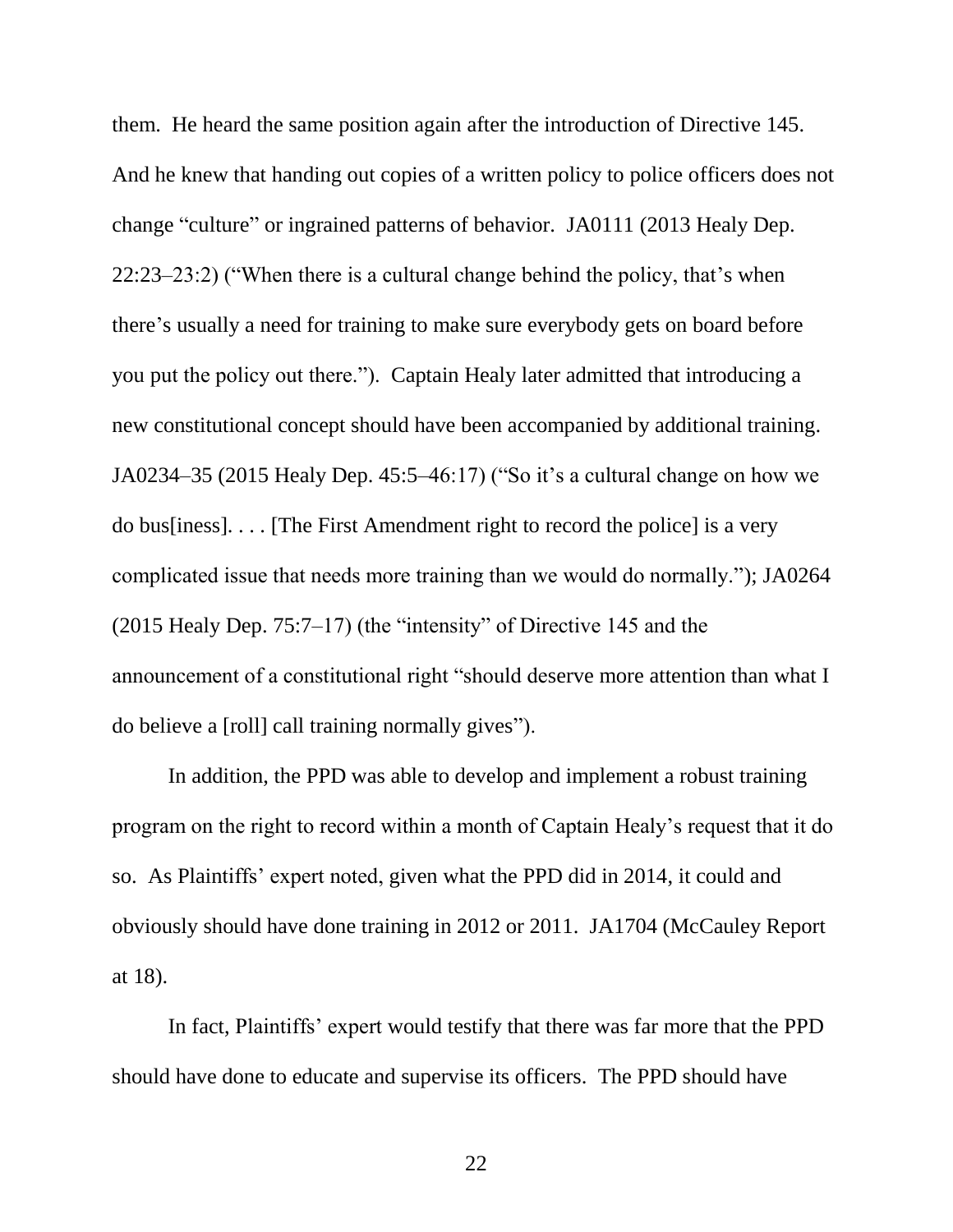them. He heard the same position again after the introduction of Directive 145. And he knew that handing out copies of a written policy to police officers does not change "culture" or ingrained patterns of behavior. JA0111 (2013 Healy Dep. 22:23–23:2) ("When there is a cultural change behind the policy, that's when there's usually a need for training to make sure everybody gets on board before you put the policy out there."). Captain Healy later admitted that introducing a new constitutional concept should have been accompanied by additional training. JA0234–35 (2015 Healy Dep. 45:5–46:17) ("So it's a cultural change on how we do bus[iness]. . . . [The First Amendment right to record the police] is a very complicated issue that needs more training than we would do normally."); JA0264 (2015 Healy Dep. 75:7–17) (the "intensity" of Directive 145 and the announcement of a constitutional right "should deserve more attention than what I do believe a [roll] call training normally gives").

In addition, the PPD was able to develop and implement a robust training program on the right to record within a month of Captain Healy's request that it do so. As Plaintiffs' expert noted, given what the PPD did in 2014, it could and obviously should have done training in 2012 or 2011. JA1704 (McCauley Report at 18).

In fact, Plaintiffs' expert would testify that there was far more that the PPD should have done to educate and supervise its officers. The PPD should have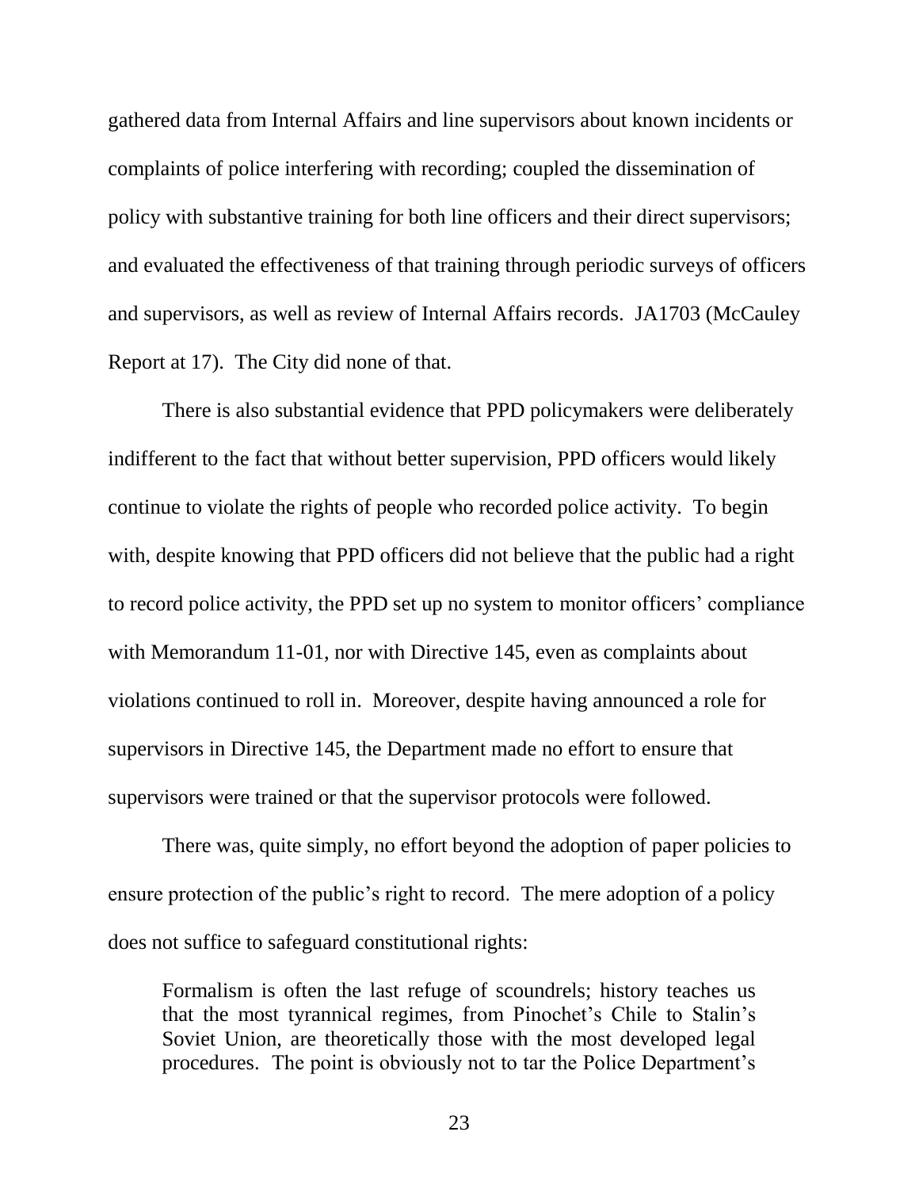gathered data from Internal Affairs and line supervisors about known incidents or complaints of police interfering with recording; coupled the dissemination of policy with substantive training for both line officers and their direct supervisors; and evaluated the effectiveness of that training through periodic surveys of officers and supervisors, as well as review of Internal Affairs records. JA1703 (McCauley Report at 17). The City did none of that.

There is also substantial evidence that PPD policymakers were deliberately indifferent to the fact that without better supervision, PPD officers would likely continue to violate the rights of people who recorded police activity. To begin with, despite knowing that PPD officers did not believe that the public had a right to record police activity, the PPD set up no system to monitor officers' compliance with Memorandum 11-01, nor with Directive 145, even as complaints about violations continued to roll in. Moreover, despite having announced a role for supervisors in Directive 145, the Department made no effort to ensure that supervisors were trained or that the supervisor protocols were followed.

There was, quite simply, no effort beyond the adoption of paper policies to ensure protection of the public's right to record. The mere adoption of a policy does not suffice to safeguard constitutional rights:

> Formalism is often the last refuge of scoundrels; history teaches us that the most tyrannical regimes, from Pinochet's Chile to Stalin's Soviet Union, are theoretically those with the most developed legal procedures. The point is obviously not to tar the Police Department's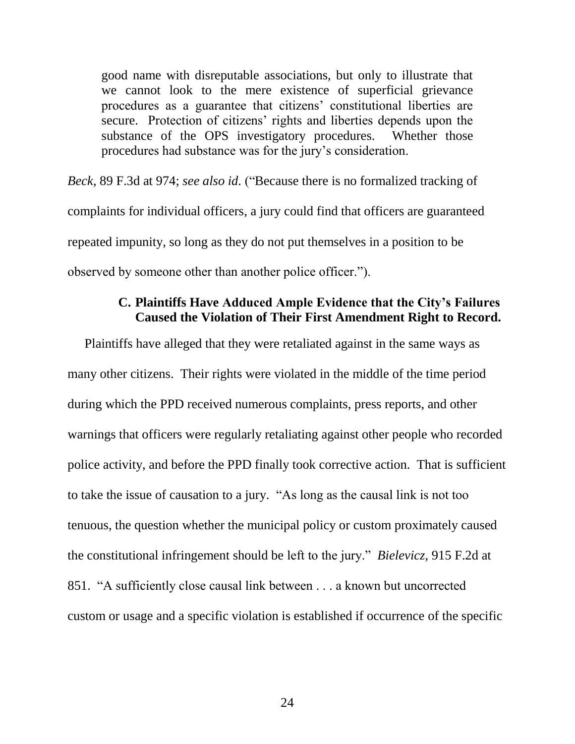> good name with disreputable associations, but only to illustrate that we cannot look to the mere existence of superficial grievance procedures as a guarantee that citizens' constitutional liberties are secure. Protection of citizens' rights and liberties depends upon the substance of the OPS investigatory procedures. Whether those procedures had substance was for the jury's consideration.

*Beck*, 89 F.3d at 974; *see also id.* ("Because there is no formalized tracking of complaints for individual officers, a jury could find that officers are guaranteed repeated impunity, so long as they do not put themselves in a position to be observed by someone other than another police officer.").

### C. Plaintiffs Have Adduced Ample Evidence that the City's Failures Caused the Violation of Their First Amendment Right to Record.

Plaintiffs have alleged that they were retaliated against in the same ways as many other citizens. Their rights were violated in the middle of the time period during which the PPD received numerous complaints, press reports, and other warnings that officers were regularly retaliating against other people who recorded police activity, and before the PPD finally took corrective action. That is sufficient to take the issue of causation to a jury. "As long as the causal link is not too tenuous, the question whether the municipal policy or custom proximately caused the constitutional infringement should be left to the jury." *Bielevicz*, 915 F.2d at 851. "A sufficiently close causal link between . . . a known but uncorrected custom or usage and a specific violation is established if occurrence of the specific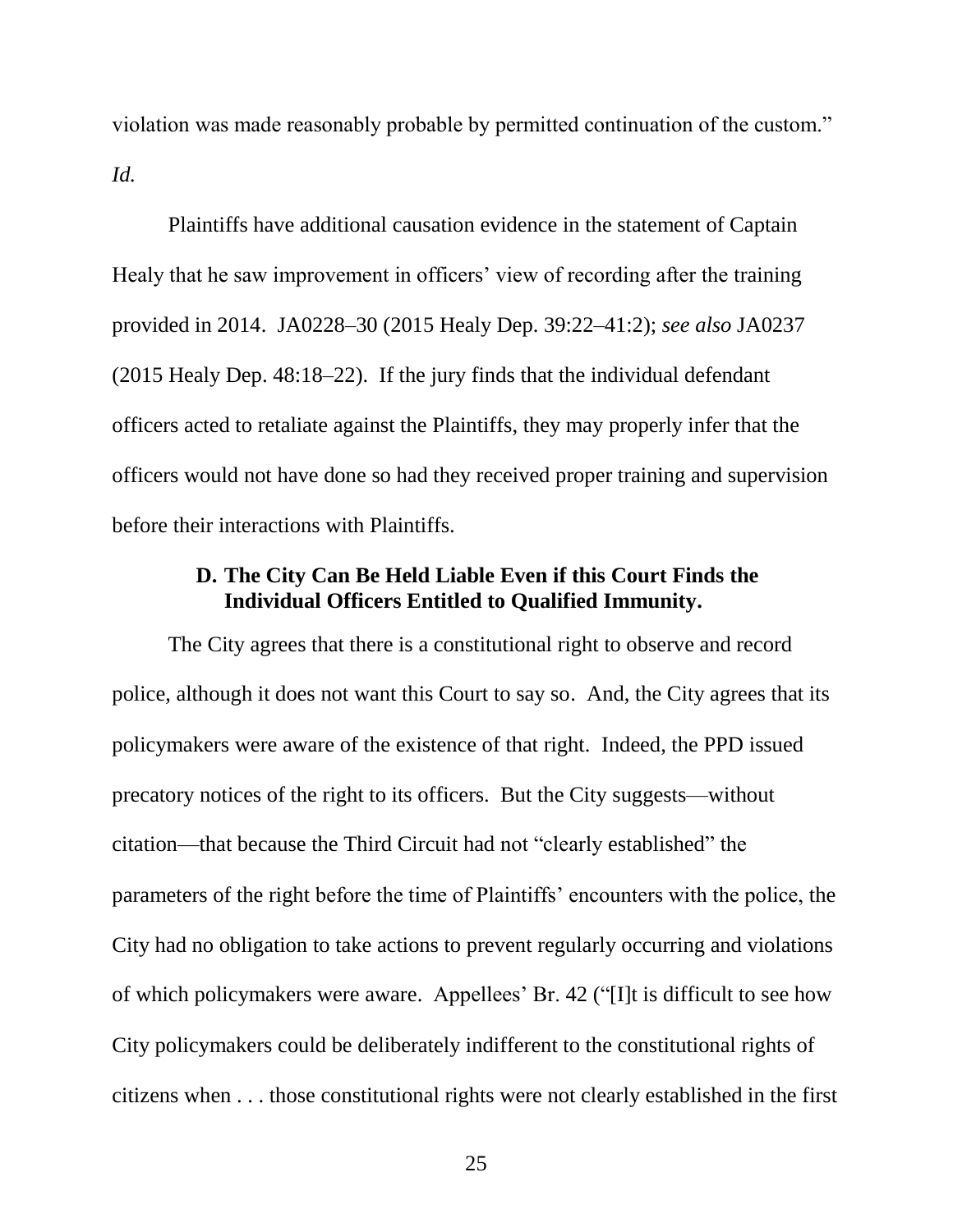violation was made reasonably probable by permitted continuation of the custom." *Id.*

Plaintiffs have additional causation evidence in the statement of Captain Healy that he saw improvement in officers' view of recording after the training provided in 2014. JA0228–30 (2015 Healy Dep. 39:22–41:2); *see also* JA0237 (2015 Healy Dep. 48:18–22). If the jury finds that the individual defendant officers acted to retaliate against the Plaintiffs, they may properly infer that the officers would not have done so had they received proper training and supervision before their interactions with Plaintiffs.

### D. The City Can Be Held Liable Even if this Court Finds the Individual Officers Entitled to Qualified Immunity.

The City agrees that there is a constitutional right to observe and record police, although it does not want this Court to say so. And, the City agrees that its policymakers were aware of the existence of that right. Indeed, the PPD issued precatory notices of the right to its officers. But the City suggests—without citation—that because the Third Circuit had not "clearly established" the parameters of the right before the time of Plaintiffs' encounters with the police, the City had no obligation to take actions to prevent regularly occurring and violations of which policymakers were aware. Appellees' Br. 42 ("[I]t is difficult to see how City policymakers could be deliberately indifferent to the constitutional rights of citizens when . . . those constitutional rights were not clearly established in the first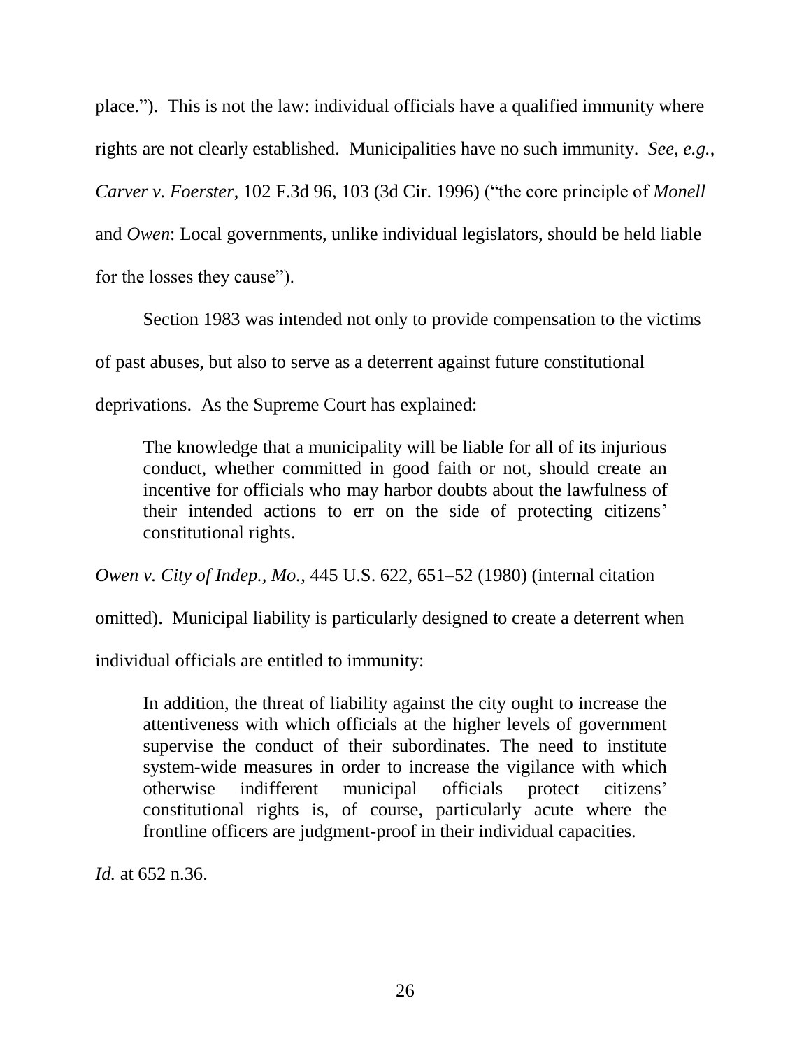place."). This is not the law: individual officials have a qualified immunity where rights are not clearly established. Municipalities have no such immunity. *See, e.g.*, *Carver v. Foerster*, 102 F.3d 96, 103 (3d Cir. 1996) ("the core principle of *Monell* and *Owen*: Local governments, unlike individual legislators, should be held liable for the losses they cause").

Section 1983 was intended not only to provide compensation to the victims of past abuses, but also to serve as a deterrent against future constitutional deprivations. As the Supreme Court has explained:

> The knowledge that a municipality will be liable for all of its injurious conduct, whether committed in good faith or not, should create an incentive for officials who may harbor doubts about the lawfulness of their intended actions to err on the side of protecting citizens' constitutional rights.

*Owen v. City of Indep., Mo.*, 445 U.S. 622, 651–52 (1980) (internal citation omitted). Municipal liability is particularly designed to create a deterrent when individual officials are entitled to immunity:

> In addition, the threat of liability against the city ought to increase the attentiveness with which officials at the higher levels of government supervise the conduct of their subordinates. The need to institute system-wide measures in order to increase the vigilance with which otherwise indifferent municipal officials protect citizens' constitutional rights is, of course, particularly acute where the frontline officers are judgment-proof in their individual capacities.

*Id.* at 652 n.36.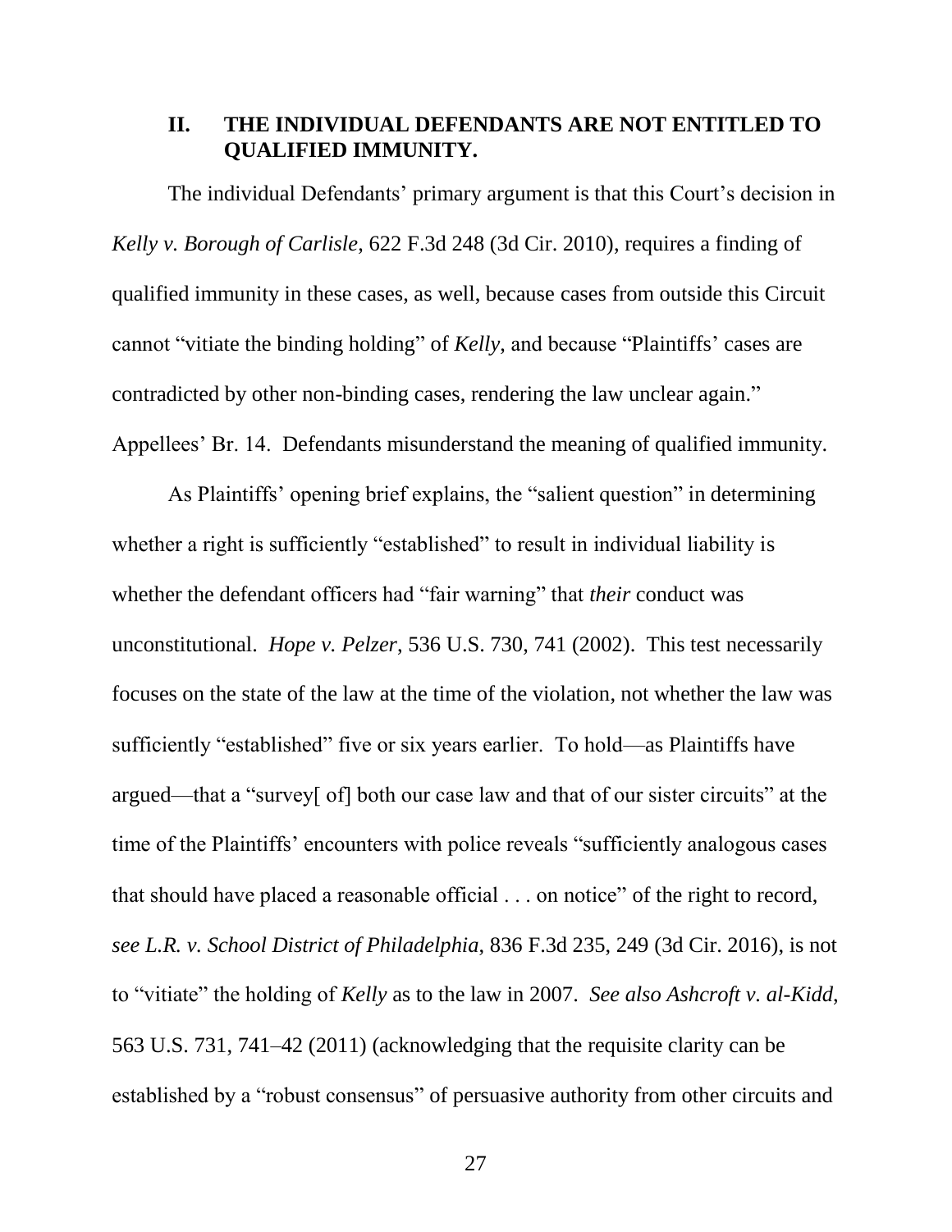## II. THE INDIVIDUAL DEFENDANTS ARE NOT ENTITLED TO QUALIFIED IMMUNITY.

The individual Defendants' primary argument is that this Court's decision in *Kelly v. Borough of Carlisle*, 622 F.3d 248 (3d Cir. 2010), requires a finding of qualified immunity in these cases, as well, because cases from outside this Circuit cannot "vitiate the binding holding" of *Kelly*, and because "Plaintiffs' cases are contradicted by other non-binding cases, rendering the law unclear again." Appellees' Br. 14. Defendants misunderstand the meaning of qualified immunity.

As Plaintiffs' opening brief explains, the "salient question" in determining whether a right is sufficiently "established" to result in individual liability is whether the defendant officers had "fair warning" that *their* conduct was unconstitutional. *Hope v. Pelzer*, 536 U.S. 730, 741 (2002). This test necessarily focuses on the state of the law at the time of the violation, not whether the law was sufficiently "established" five or six years earlier. To hold—as Plaintiffs have argued—that a "survey[ of] both our case law and that of our sister circuits" at the time of the Plaintiffs' encounters with police reveals "sufficiently analogous cases that should have placed a reasonable official . . . on notice" of the right to record, *see L.R. v. School District of Philadelphia*, 836 F.3d 235, 249 (3d Cir. 2016), is not to "vitiate" the holding of *Kelly* as to the law in 2007. *See also Ashcroft v. al-Kidd*, 563 U.S. 731, 741–42 (2011) (acknowledging that the requisite clarity can be established by a "robust consensus" of persuasive authority from other circuits and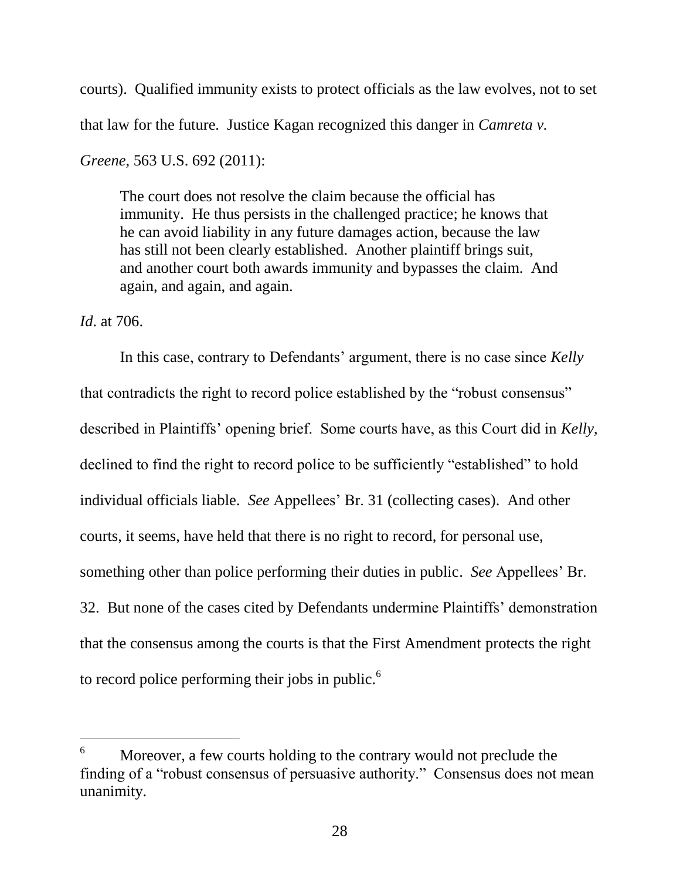courts). Qualified immunity exists to protect officials as the law evolves, not to set that law for the future. Justice Kagan recognized this danger in *Camreta v. Greene*, 563 U.S. 692 (2011):

> The court does not resolve the claim because the official has immunity. He thus persists in the challenged practice; he knows that he can avoid liability in any future damages action, because the law has still not been clearly established. Another plaintiff brings suit, and another court both awards immunity and bypasses the claim. And again, and again, and again.

*Id*. at 706.

In this case, contrary to Defendants' argument, there is no case since *Kelly* that contradicts the right to record police established by the "robust consensus" described in Plaintiffs' opening brief. Some courts have, as this Court did in *Kelly*, declined to find the right to record police to be sufficiently "established" to hold individual officials liable. *See* Appellees' Br. 31 (collecting cases). And other courts, it seems, have held that there is no right to record, for personal use, something other than police performing their duties in public. *See* Appellees' Br. 32. But none of the cases cited by Defendants undermine Plaintiffs' demonstration that the consensus among the courts is that the First Amendment protects the right to record police performing their jobs in public.[6]

---

[6] Moreover, a few courts holding to the contrary would not preclude the finding of a "robust consensus of persuasive authority." Consensus does not mean unanimity.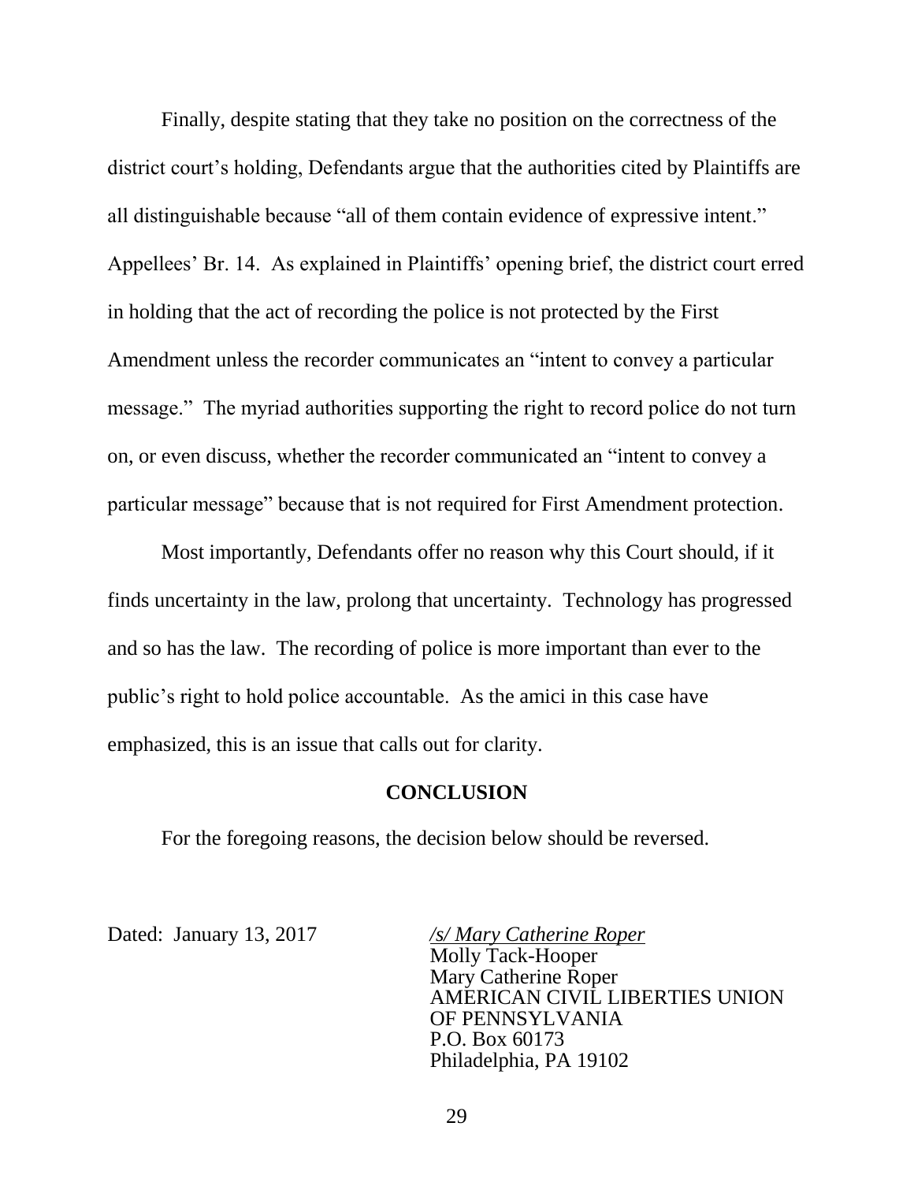Finally, despite stating that they take no position on the correctness of the district court's holding, Defendants argue that the authorities cited by Plaintiffs are all distinguishable because "all of them contain evidence of expressive intent." Appellees' Br. 14. As explained in Plaintiffs' opening brief, the district court erred in holding that the act of recording the police is not protected by the First Amendment unless the recorder communicates an "intent to convey a particular message." The myriad authorities supporting the right to record police do not turn on, or even discuss, whether the recorder communicated an "intent to convey a particular message" because that is not required for First Amendment protection.

Most importantly, Defendants offer no reason why this Court should, if it finds uncertainty in the law, prolong that uncertainty. Technology has progressed and so has the law. The recording of police is more important than ever to the public's right to hold police accountable. As the amici in this case have emphasized, this is an issue that calls out for clarity.

**CONCLUSION**

For the foregoing reasons, the decision below should be reversed.

Dated: January 13, 2017

*/s/ Mary Catherine Roper*
Molly Tack-Hooper
Mary Catherine Roper
AMERICAN CIVIL LIBERTIES UNION
OF PENNSYLVANIA
P.O. Box 60173
Philadelphia, PA 19102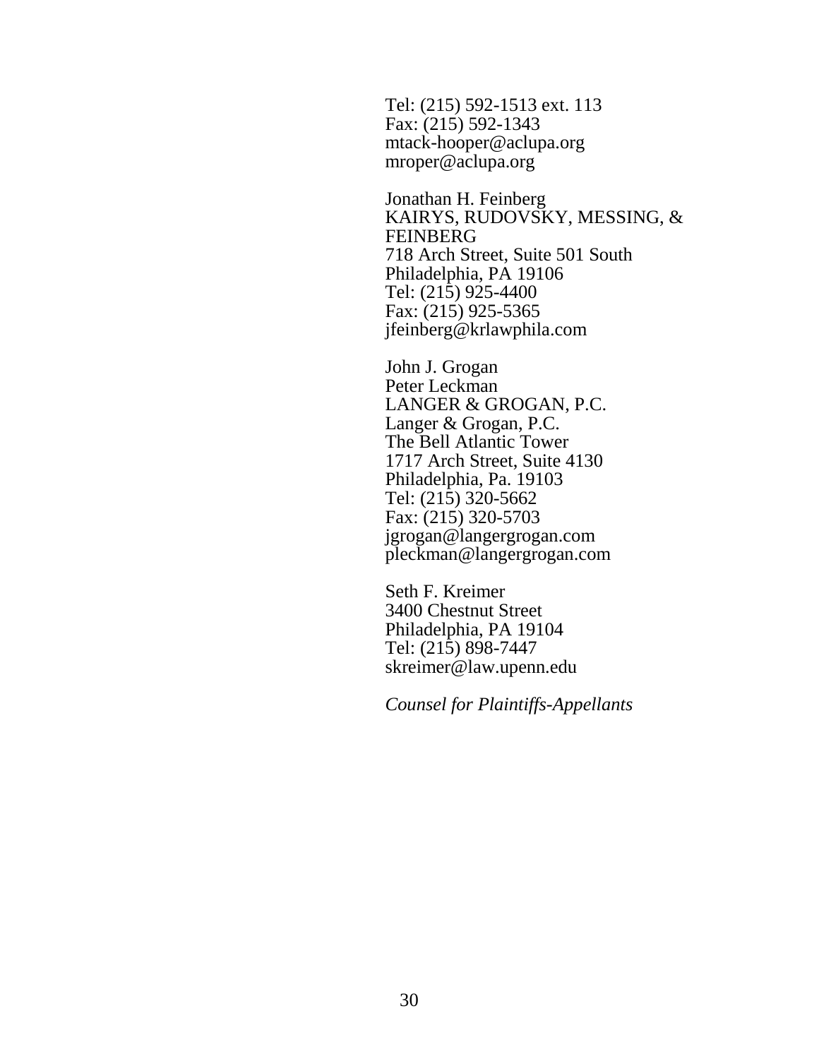Tel: (215) 592-1513 ext. 113
Fax: (215) 592-1343
mtack-hooper@aclupa.org
mroper@aclupa.org

Jonathan H. Feinberg
KAIRYS, RUDOVSKY, MESSING, & FEINBERG
718 Arch Street, Suite 501 South
Philadelphia, PA 19106
Tel: (215) 925-4400
Fax: (215) 925-5365
jfeinberg@krlawphila.com

John J. Grogan
Peter Leckman
LANGER & GROGAN, P.C.
Langer & Grogan, P.C.
The Bell Atlantic Tower
1717 Arch Street, Suite 4130
Philadelphia, Pa. 19103
Tel: (215) 320-5662
Fax: (215) 320-5703
jgrogan@langergrogan.com
pleckman@langergrogan.com

Seth F. Kreimer
3400 Chestnut Street
Philadelphia, PA 19104
Tel: (215) 898-7447
skreimer@law.upenn.edu

*Counsel for Plaintiffs-Appellants*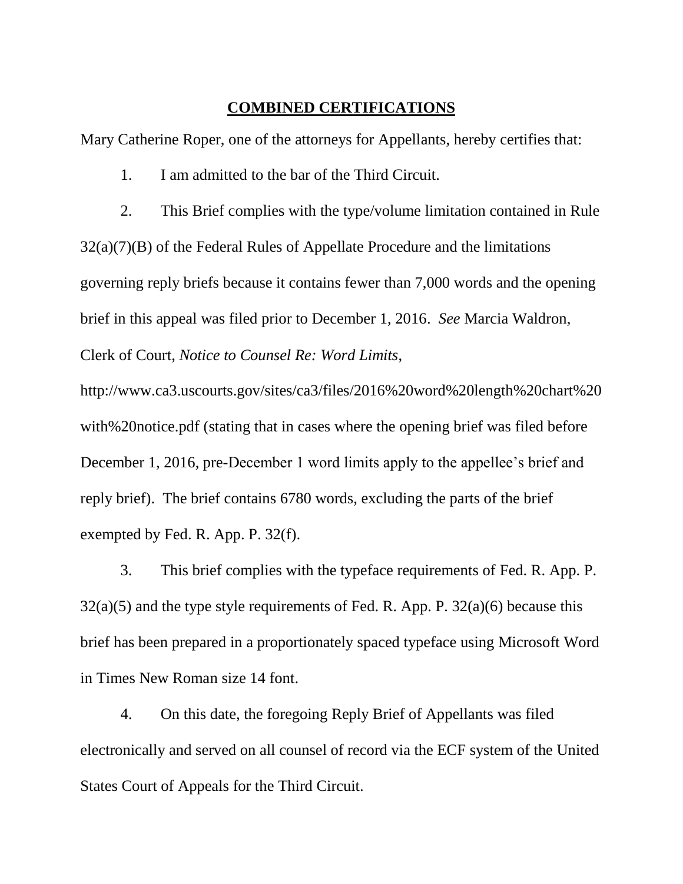## **COMBINED CERTIFICATIONS**

Mary Catherine Roper, one of the attorneys for Appellants, hereby certifies that:

1. I am admitted to the bar of the Third Circuit.

2. This Brief complies with the type/volume limitation contained in Rule 32(a)(7)(B) of the Federal Rules of Appellate Procedure and the limitations governing reply briefs because it contains fewer than 7,000 words and the opening brief in this appeal was filed prior to December 1, 2016. *See* Marcia Waldron, Clerk of Court, *Notice to Counsel Re: Word Limits*, http://www.ca3.uscourts.gov/sites/ca3/files/2016%20word%20length%20chart%20with%20notice.pdf (stating that in cases where the opening brief was filed before December 1, 2016, pre-December 1 word limits apply to the appellee's brief and reply brief). The brief contains 6780 words, excluding the parts of the brief exempted by Fed. R. App. P. 32(f).

3. This brief complies with the typeface requirements of Fed. R. App. P. 32(a)(5) and the type style requirements of Fed. R. App. P. 32(a)(6) because this brief has been prepared in a proportionately spaced typeface using Microsoft Word in Times New Roman size 14 font.

4. On this date, the foregoing Reply Brief of Appellants was filed electronically and served on all counsel of record via the ECF system of the United States Court of Appeals for the Third Circuit.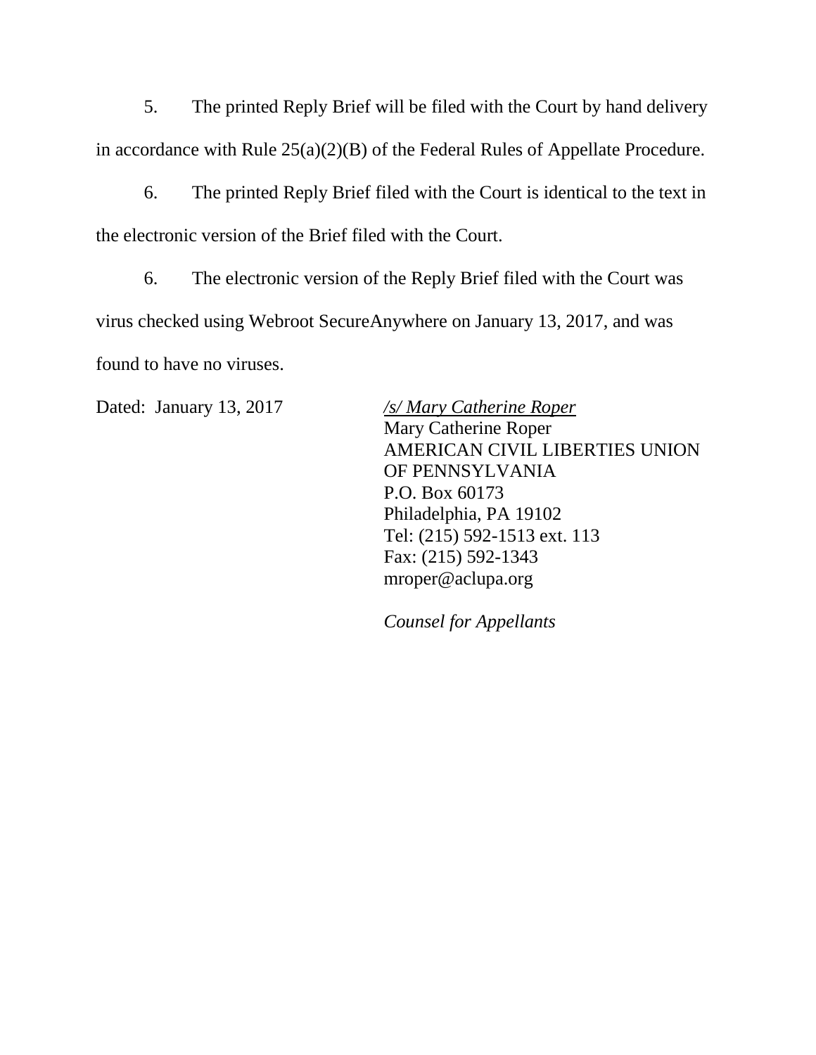5. The printed Reply Brief will be filed with the Court by hand delivery in accordance with Rule 25(a)(2)(B) of the Federal Rules of Appellate Procedure.

6. The printed Reply Brief filed with the Court is identical to the text in the electronic version of the Brief filed with the Court.

6. The electronic version of the Reply Brief filed with the Court was virus checked using Webroot SecureAnywhere on January 13, 2017, and was found to have no viruses.

Dated: January 13, 2017

*/s/ Mary Catherine Roper*
Mary Catherine Roper
AMERICAN CIVIL LIBERTIES UNION OF PENNSYLVANIA
P.O. Box 60173
Philadelphia, PA 19102
Tel: (215) 592-1513 ext. 113
Fax: (215) 592-1343
mroper@aclupa.org

*Counsel for Appellants*